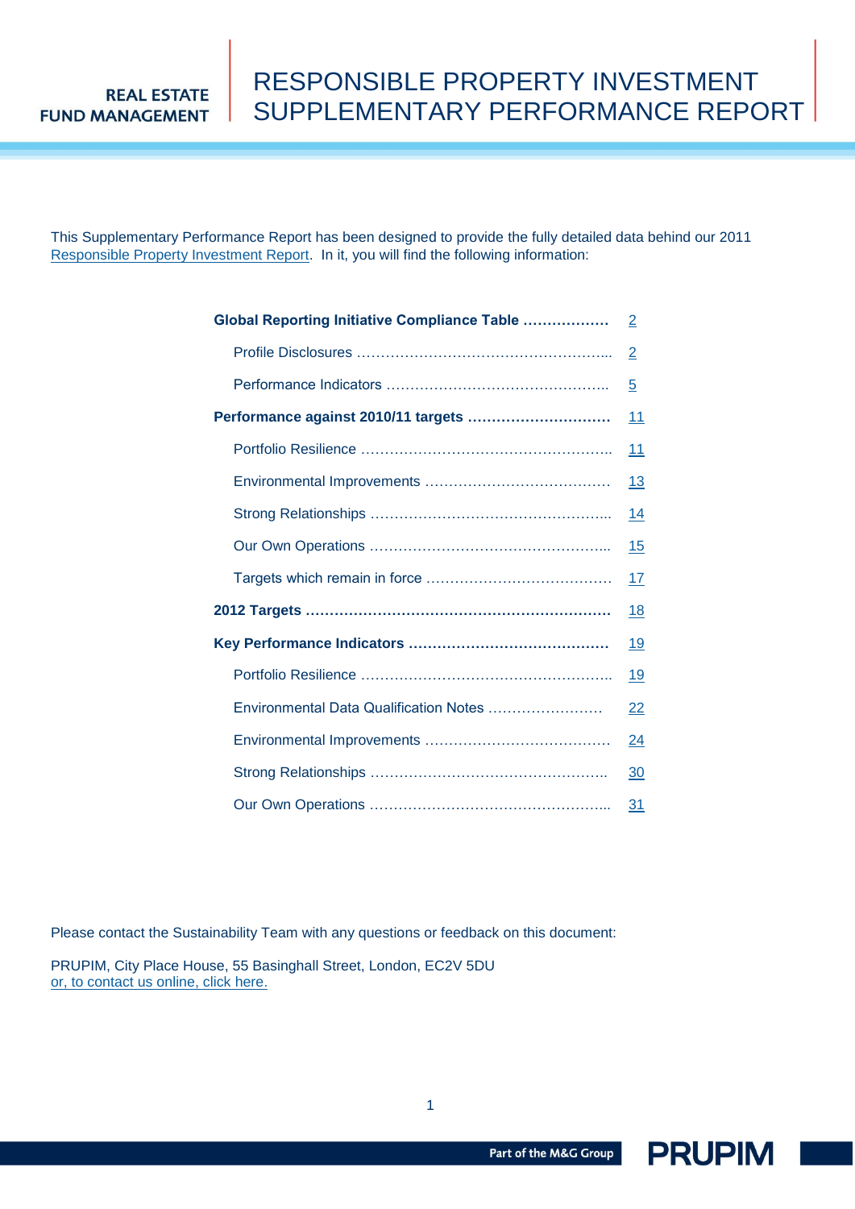REAL ESTATE
FUND MANAGEMENT

# RESPONSIBLE PROPERTY INVESTMENT SUPPLEMENTARY PERFORMANCE REPORT

This Supplementary Performance Report has been designed to provide the fully detailed data behind our 2011 Responsible Property Investment Report. In it, you will find the following information:

| | |
|---|---|
| **Global Reporting Initiative Compliance Table** | 2 |
| Profile Disclosures | 2 |
| Performance Indicators | 5 |
| **Performance against 2010/11 targets** | 11 |
| Portfolio Resilience | 11 |
| Environmental Improvements | 13 |
| Strong Relationships | 14 |
| Our Own Operations | 15 |
| Targets which remain in force | 17 |
| **2012 Targets** | 18 |
| **Key Performance Indicators** | 19 |
| Portfolio Resilience | 19 |
| Environmental Data Qualification Notes | 22 |
| Environmental Improvements | 24 |
| Strong Relationships | 30 |
| Our Own Operations | 31 |

Please contact the Sustainability Team with any questions or feedback on this document:

PRUPIM, City Place House, 55 Basinghall Street, London, EC2V 5DU
or, to contact us online, click here.

Part of the M&G Group PRUPIM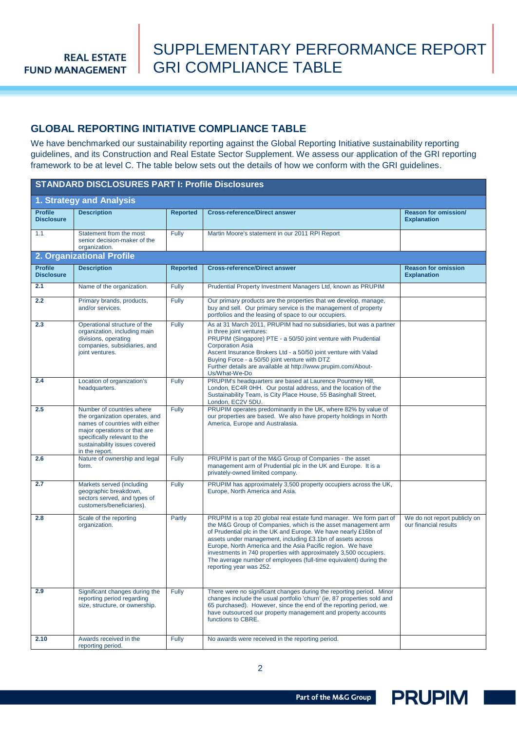REAL ESTATE FUND MANAGEMENT

# SUPPLEMENTARY PERFORMANCE REPORT GRI COMPLIANCE TABLE

## GLOBAL REPORTING INITIATIVE COMPLIANCE TABLE

We have benchmarked our sustainability reporting against the Global Reporting Initiative sustainability reporting guidelines, and its Construction and Real Estate Sector Supplement. We assess our application of the GRI reporting framework to be at level C. The table below sets out the details of how we conform with the GRI guidelines.

**STANDARD DISCLOSURES PART I: Profile Disclosures**

**1. Strategy and Analysis**

| Profile Disclosure | Description | Reported | Cross-reference/Direct answer | Reason for omission/ Explanation |
|---|---|---|---|---|
| 1.1 | Statement from the most senior decision-maker of the organization. | Fully | Martin Moore's statement in our 2011 RPI Report | |

**2. Organizational Profile**

| Profile Disclosure | Description | Reported | Cross-reference/Direct answer | Reason for omission Explanation |
|---|---|---|---|---|
| 2.1 | Name of the organization. | Fully | Prudential Property Investment Managers Ltd, known as PRUPIM | |
| 2.2 | Primary brands, products, and/or services. | Fully | Our primary products are the properties that we develop, manage, buy and sell. Our primary service is the management of property portfolios and the leasing of space to our occupiers. | |
| 2.3 | Operational structure of the organization, including main divisions, operating companies, subsidiaries, and joint ventures. | Fully | As at 31 March 2011, PRUPIM had no subsidiaries, but was a partner in three joint ventures:<br>PRUPIM (Singapore) PTE - a 50/50 joint venture with Prudential Corporation Asia<br>Ascent Insurance Brokers Ltd - a 50/50 joint venture with Valad<br>Buying Force - a 50/50 joint venture with DTZ<br>Further details are available at http://www.prupim.com/About-Us/What-We-Do | |
| 2.4 | Location of organization's headquarters. | Fully | PRUPIM's headquarters are based at Laurence Pountney Hill, London, EC4R 0HH. Our postal address, and the location of the Sustainability Team, is City Place House, 55 Basinghall Street, London, EC2V 5DU. | |
| 2.5 | Number of countries where the organization operates, and names of countries with either major operations or that are specifically relevant to the sustainability issues covered in the report. | Fully | PRUPIM operates predominantly in the UK, where 82% by value of our properties are based. We also have property holdings in North America, Europe and Australasia. | |
| 2.6 | Nature of ownership and legal form. | Fully | PRUPIM is part of the M&G Group of Companies - the asset management arm of Prudential plc in the UK and Europe. It is a privately-owned limited company. | |
| 2.7 | Markets served (including geographic breakdown, sectors served, and types of customers/beneficiaries). | Fully | PRUPIM has approximately 3,500 property occupiers across the UK, Europe, North America and Asia. | |
| 2.8 | Scale of the reporting organization. | Partly | PRUPIM is a top 20 global real estate fund manager. We form part of the M&G Group of Companies, which is the asset management arm of Prudential plc in the UK and Europe. We have nearly £16bn of assets under management, including £3.1bn of assets across Europe, North America and the Asia Pacific region. We have investments in 740 properties with approximately 3,500 occupiers. The average number of employees (full-time equivalent) during the reporting year was 252. | We do not report publicly on our financial results |
| 2.9 | Significant changes during the reporting period regarding size, structure, or ownership. | Fully | There were no significant changes during the reporting period. Minor changes include the usual portfolio 'churn' (ie, 87 properties sold and 65 purchased). However, since the end of the reporting period, we have outsourced our property management and property accounts functions to CBRE. | |
| 2.10 | Awards received in the reporting period. | Fully | No awards were received in the reporting period. | |

Part of the M&G Group PRUPIM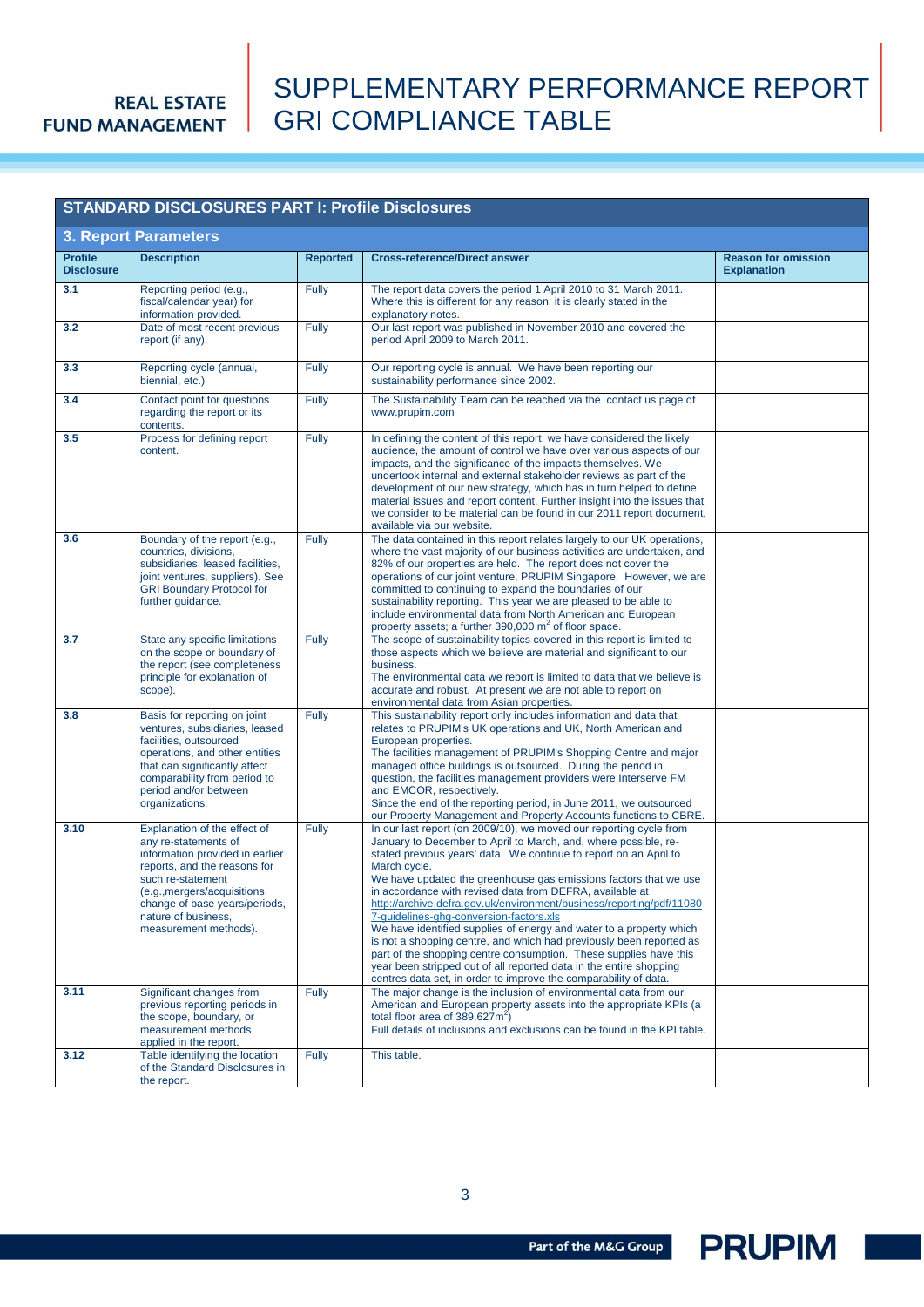# SUPPLEMENTARY PERFORMANCE REPORT GRI COMPLIANCE TABLE

## STANDARD DISCLOSURES PART I: Profile Disclosures

### 3. Report Parameters

| Profile Disclosure | Description | Reported | Cross-reference/Direct answer | Reason for omission Explanation |
|---|---|---|---|---|
| **3.1** | Reporting period (e.g., fiscal/calendar year) for information provided. | Fully | The report data covers the period 1 April 2010 to 31 March 2011. Where this is different for any reason, it is clearly stated in the explanatory notes. | |
| **3.2** | Date of most recent previous report (if any). | Fully | Our last report was published in November 2010 and covered the period April 2009 to March 2011. | |
| **3.3** | Reporting cycle (annual, biennial, etc.) | Fully | Our reporting cycle is annual. We have been reporting our sustainability performance since 2002. | |
| **3.4** | Contact point for questions regarding the report or its contents. | Fully | The Sustainability Team can be reached via the contact us page of www.prupim.com | |
| **3.5** | Process for defining report content. | Fully | In defining the content of this report, we have considered the likely audience, the amount of control we have over various aspects of our impacts, and the significance of the impacts themselves. We undertook internal and external stakeholder reviews as part of the development of our new strategy, which has in turn helped to define material issues and report content. Further insight into the issues that we consider to be material can be found in our 2011 report document, available via our website. | |
| **3.6** | Boundary of the report (e.g., countries, divisions, subsidiaries, leased facilities, joint ventures, suppliers). See GRI Boundary Protocol for further guidance. | Fully | The data contained in this report relates largely to our UK operations, where the vast majority of our business activities are undertaken, and 82% of our properties are held. The report does not cover the operations of our joint venture, PRUPIM Singapore. However, we are committed to continuing to expand the boundaries of our sustainability reporting. This year we are pleased to be able to include environmental data from North American and European property assets; a further 390,000 $m^2$ of floor space. | |
| **3.7** | State any specific limitations on the scope or boundary of the report (see completeness principle for explanation of scope). | Fully | The scope of sustainability topics covered in this report is limited to those aspects which we believe are material and significant to our business.<br>The environmental data we report is limited to data that we believe is accurate and robust. At present we are not able to report on environmental data from Asian properties. | |
| **3.8** | Basis for reporting on joint ventures, subsidiaries, leased facilities, outsourced operations, and other entities that can significantly affect comparability from period to period and/or between organizations. | Fully | This sustainability report only includes information and data that relates to PRUPIM's UK operations and UK, North American and European properties.<br>The facilities management of PRUPIM's Shopping Centre and major managed office buildings is outsourced. During the period in question, the facilities management providers were Interserve FM and EMCOR, respectively.<br>Since the end of the reporting period, in June 2011, we outsourced our Property Management and Property Accounts functions to CBRE. | |
| **3.10** | Explanation of the effect of any re-statements of information provided in earlier reports, and the reasons for such re-statement (e.g.,mergers/acquisitions, change of base years/periods, nature of business, measurement methods). | Fully | In our last report (on 2009/10), we moved our reporting cycle from January to December to April to March, and, where possible, re-stated previous years' data. We continue to report on an April to March cycle.<br>We have updated the greenhouse gas emissions factors that we use in accordance with revised data from DEFRA, available at http://archive.defra.gov.uk/environment/business/reporting/pdf/110807-guidelines-ghg-conversion-factors.xls<br>We have identified supplies of energy and water to a property which is not a shopping centre, and which had previously been reported as part of the shopping centre consumption. These supplies have this year been stripped out of all reported data in the entire shopping centres data set, in order to improve the comparability of data. | |
| **3.11** | Significant changes from previous reporting periods in the scope, boundary, or measurement methods applied in the report. | Fully | The major change is the inclusion of environmental data from our American and European property assets into the appropriate KPIs (a total floor area of 389,627$m^2$)<br>Full details of inclusions and exclusions can be found in the KPI table. | |
| **3.12** | Table identifying the location of the Standard Disclosures in the report. | Fully | This table. | |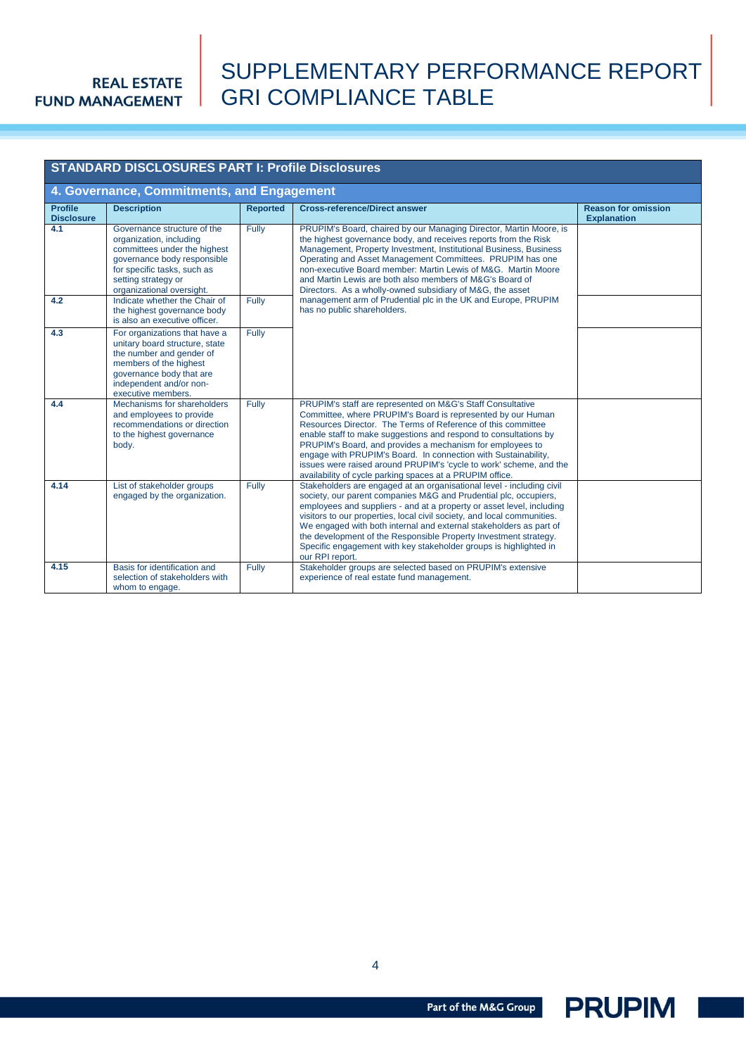## STANDARD DISCLOSURES PART I: Profile Disclosures

### 4. Governance, Commitments, and Engagement

| Profile Disclosure | Description | Reported | Cross-reference/Direct answer | Reason for omission Explanation |
|---|---|---|---|---|
| 4.1 | Governance structure of the organization, including committees under the highest governance body responsible for specific tasks, such as setting strategy or organizational oversight. | Fully | PRUPIM's Board, chaired by our Managing Director, Martin Moore, is the highest governance body, and receives reports from the Risk Management, Property Investment, Institutional Business, Business Operating and Asset Management Committees. PRUPIM has one non-executive Board member: Martin Lewis of M&G. Martin Moore and Martin Lewis are both also members of M&G's Board of Directors. As a wholly-owned subsidiary of M&G, the asset management arm of Prudential plc in the UK and Europe, PRUPIM has no public shareholders. | |
| 4.2 | Indicate whether the Chair of the highest governance body is also an executive officer. | Fully | | |
| 4.3 | For organizations that have a unitary board structure, state the number and gender of members of the highest governance body that are independent and/or non-executive members. | Fully | | |
| 4.4 | Mechanisms for shareholders and employees to provide recommendations or direction to the highest governance body. | Fully | PRUPIM's staff are represented on M&G's Staff Consultative Committee, where PRUPIM's Board is represented by our Human Resources Director. The Terms of Reference of this committee enable staff to make suggestions and respond to consultations by PRUPIM's Board, and provides a mechanism for employees to engage with PRUPIM's Board. In connection with Sustainability, issues were raised around PRUPIM's 'cycle to work' scheme, and the availability of cycle parking spaces at a PRUPIM office. | |
| 4.14 | List of stakeholder groups engaged by the organization. | Fully | Stakeholders are engaged at an organisational level - including civil society, our parent companies M&G and Prudential plc, occupiers, employees and suppliers - and at a property or asset level, including visitors to our properties, local civil society, and local communities. We engaged with both internal and external stakeholders as part of the development of the Responsible Property Investment strategy. Specific engagement with key stakeholder groups is highlighted in our RPI report. | |
| 4.15 | Basis for identification and selection of stakeholders with whom to engage. | Fully | Stakeholder groups are selected based on PRUPIM's extensive experience of real estate fund management. | |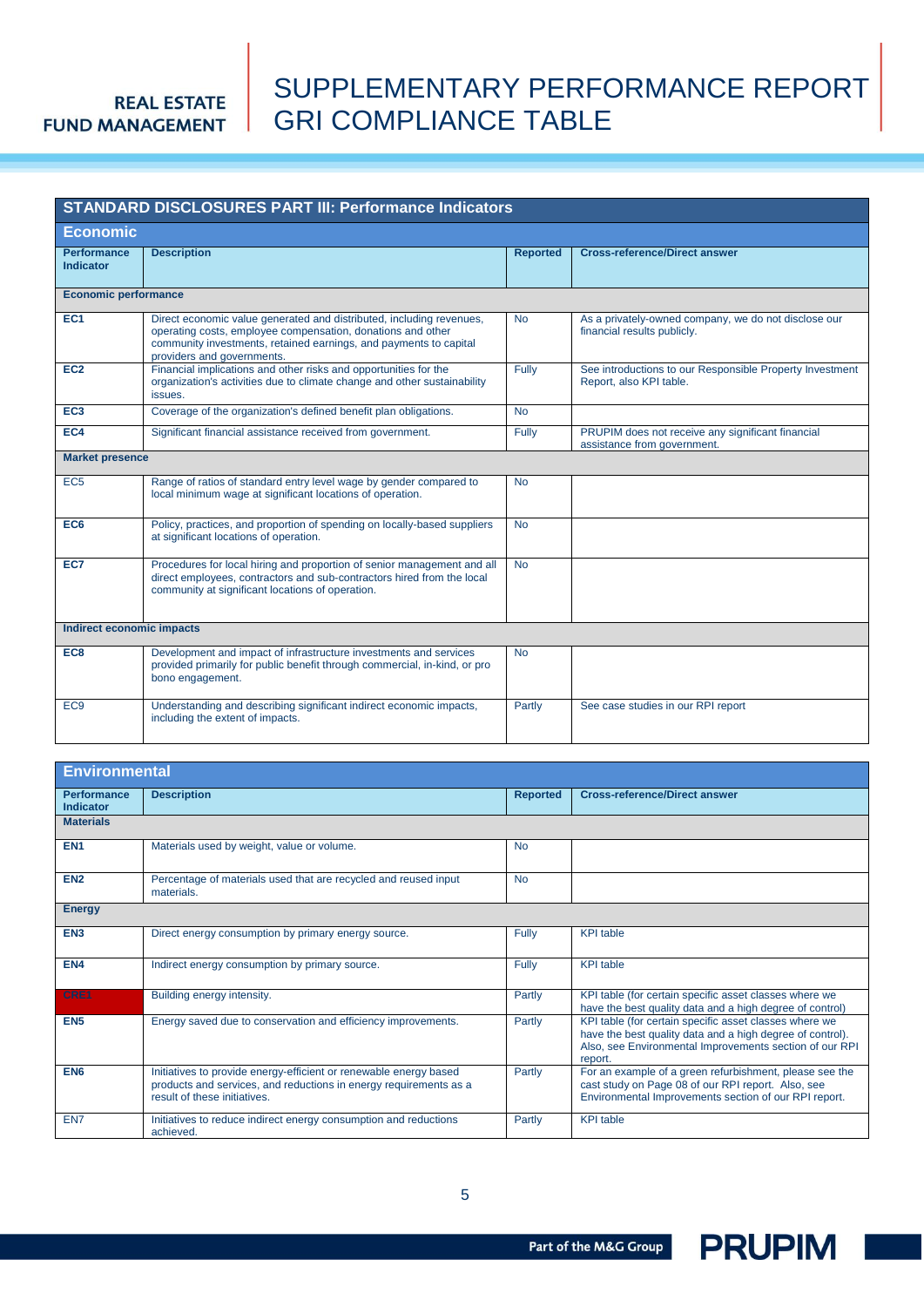# SUPPLEMENTARY PERFORMANCE REPORT GRI COMPLIANCE TABLE

## STANDARD DISCLOSURES PART III: Performance Indicators

### Economic

| Performance Indicator | Description | Reported | Cross-reference/Direct answer |
|---|---|---|---|
| **Economic performance** | | | |
| **EC1** | Direct economic value generated and distributed, including revenues, operating costs, employee compensation, donations and other community investments, retained earnings, and payments to capital providers and governments. | No | As a privately-owned company, we do not disclose our financial results publicly. |
| **EC2** | Financial implications and other risks and opportunities for the organization's activities due to climate change and other sustainability issues. | Fully | See introductions to our Responsible Property Investment Report, also KPI table. |
| **EC3** | Coverage of the organization's defined benefit plan obligations. | No | |
| **EC4** | Significant financial assistance received from government. | Fully | PRUPIM does not receive any significant financial assistance from government. |
| **Market presence** | | | |
| EC5 | Range of ratios of standard entry level wage by gender compared to local minimum wage at significant locations of operation. | No | |
| **EC6** | Policy, practices, and proportion of spending on locally-based suppliers at significant locations of operation. | No | |
| **EC7** | Procedures for local hiring and proportion of senior management and all direct employees, contractors and sub-contractors hired from the local community at significant locations of operation. | No | |
| **Indirect economic impacts** | | | |
| **EC8** | Development and impact of infrastructure investments and services provided primarily for public benefit through commercial, in-kind, or pro bono engagement. | No | |
| EC9 | Understanding and describing significant indirect economic impacts, including the extent of impacts. | Partly | See case studies in our RPI report |

### Environmental

| Performance Indicator | Description | Reported | Cross-reference/Direct answer |
|---|---|---|---|
| **Materials** | | | |
| **EN1** | Materials used by weight, value or volume. | No | |
| **EN2** | Percentage of materials used that are recycled and reused input materials. | No | |
| **Energy** | | | |
| **EN3** | Direct energy consumption by primary energy source. | Fully | KPI table |
| **EN4** | Indirect energy consumption by primary source. | Fully | KPI table |
| **CRE1** | Building energy intensity. | Partly | KPI table (for certain specific asset classes where we have the best quality data and a high degree of control) |
| **EN5** | Energy saved due to conservation and efficiency improvements. | Partly | KPI table (for certain specific asset classes where we have the best quality data and a high degree of control). Also, see Environmental Improvements section of our RPI report. |
| **EN6** | Initiatives to provide energy-efficient or renewable energy based products and services, and reductions in energy requirements as a result of these initiatives. | Partly | For an example of a green refurbishment, please see the cast study on Page 08 of our RPI report. Also, see Environmental Improvements section of our RPI report. |
| EN7 | Initiatives to reduce indirect energy consumption and reductions achieved. | Partly | KPI table |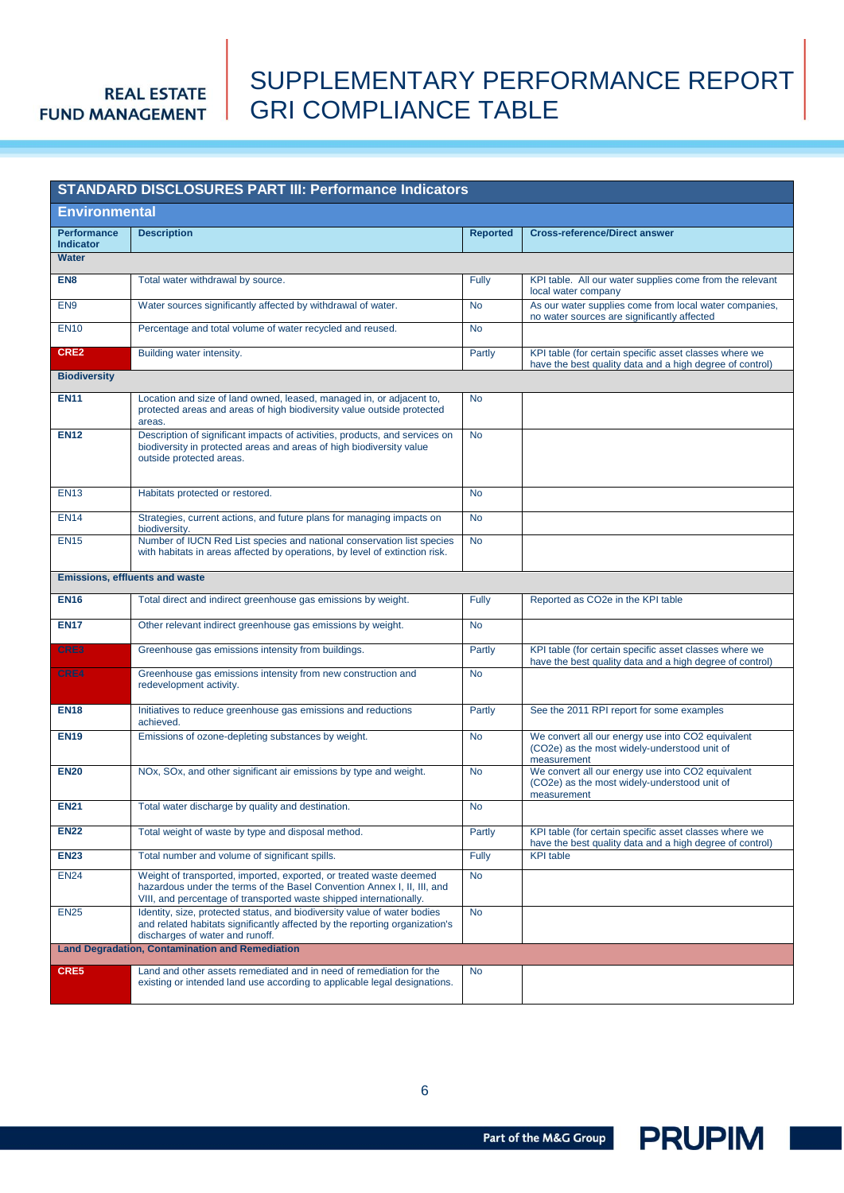# SUPPLEMENTARY PERFORMANCE REPORT GRI COMPLIANCE TABLE

## STANDARD DISCLOSURES PART III: Performance Indicators

### Environmental

| Performance Indicator | Description | Reported | Cross-reference/Direct answer |
|---|---|---|---|
| **Water** | | | |
| **EN8** | Total water withdrawal by source. | Fully | KPI table. All our water supplies come from the relevant local water company |
| EN9 | Water sources significantly affected by withdrawal of water. | No | As our water supplies come from local water companies, no water sources are significantly affected |
| EN10 | Percentage and total volume of water recycled and reused. | No | |
| **CRE2** | Building water intensity. | Partly | KPI table (for certain specific asset classes where we have the best quality data and a high degree of control) |
| **Biodiversity** | | | |
| **EN11** | Location and size of land owned, leased, managed in, or adjacent to, protected areas and areas of high biodiversity value outside protected areas. | No | |
| **EN12** | Description of significant impacts of activities, products, and services on biodiversity in protected areas and areas of high biodiversity value outside protected areas. | No | |
| EN13 | Habitats protected or restored. | No | |
| EN14 | Strategies, current actions, and future plans for managing impacts on biodiversity. | No | |
| EN15 | Number of IUCN Red List species and national conservation list species with habitats in areas affected by operations, by level of extinction risk. | No | |
| **Emissions, effluents and waste** | | | |
| **EN16** | Total direct and indirect greenhouse gas emissions by weight. | Fully | Reported as CO2e in the KPI table |
| **EN17** | Other relevant indirect greenhouse gas emissions by weight. | No | |
| CRE3 | Greenhouse gas emissions intensity from buildings. | Partly | KPI table (for certain specific asset classes where we have the best quality data and a high degree of control) |
| CRE4 | Greenhouse gas emissions intensity from new construction and redevelopment activity. | No | |
| **EN18** | Initiatives to reduce greenhouse gas emissions and reductions achieved. | Partly | See the 2011 RPI report for some examples |
| **EN19** | Emissions of ozone-depleting substances by weight. | No | We convert all our energy use into CO2 equivalent (CO2e) as the most widely-understood unit of measurement |
| **EN20** | NOx, SOx, and other significant air emissions by type and weight. | No | We convert all our energy use into CO2 equivalent (CO2e) as the most widely-understood unit of measurement |
| **EN21** | Total water discharge by quality and destination. | No | |
| **EN22** | Total weight of waste by type and disposal method. | Partly | KPI table (for certain specific asset classes where we have the best quality data and a high degree of control) |
| **EN23** | Total number and volume of significant spills. | Fully | KPI table |
| EN24 | Weight of transported, imported, exported, or treated waste deemed hazardous under the terms of the Basel Convention Annex I, II, III, and VIII, and percentage of transported waste shipped internationally. | No | |
| EN25 | Identity, size, protected status, and biodiversity value of water bodies and related habitats significantly affected by the reporting organization's discharges of water and runoff. | No | |
| **Land Degradation, Contamination and Remediation** | | | |
| **CRE5** | Land and other assets remediated and in need of remediation for the existing or intended land use according to applicable legal designations. | No | |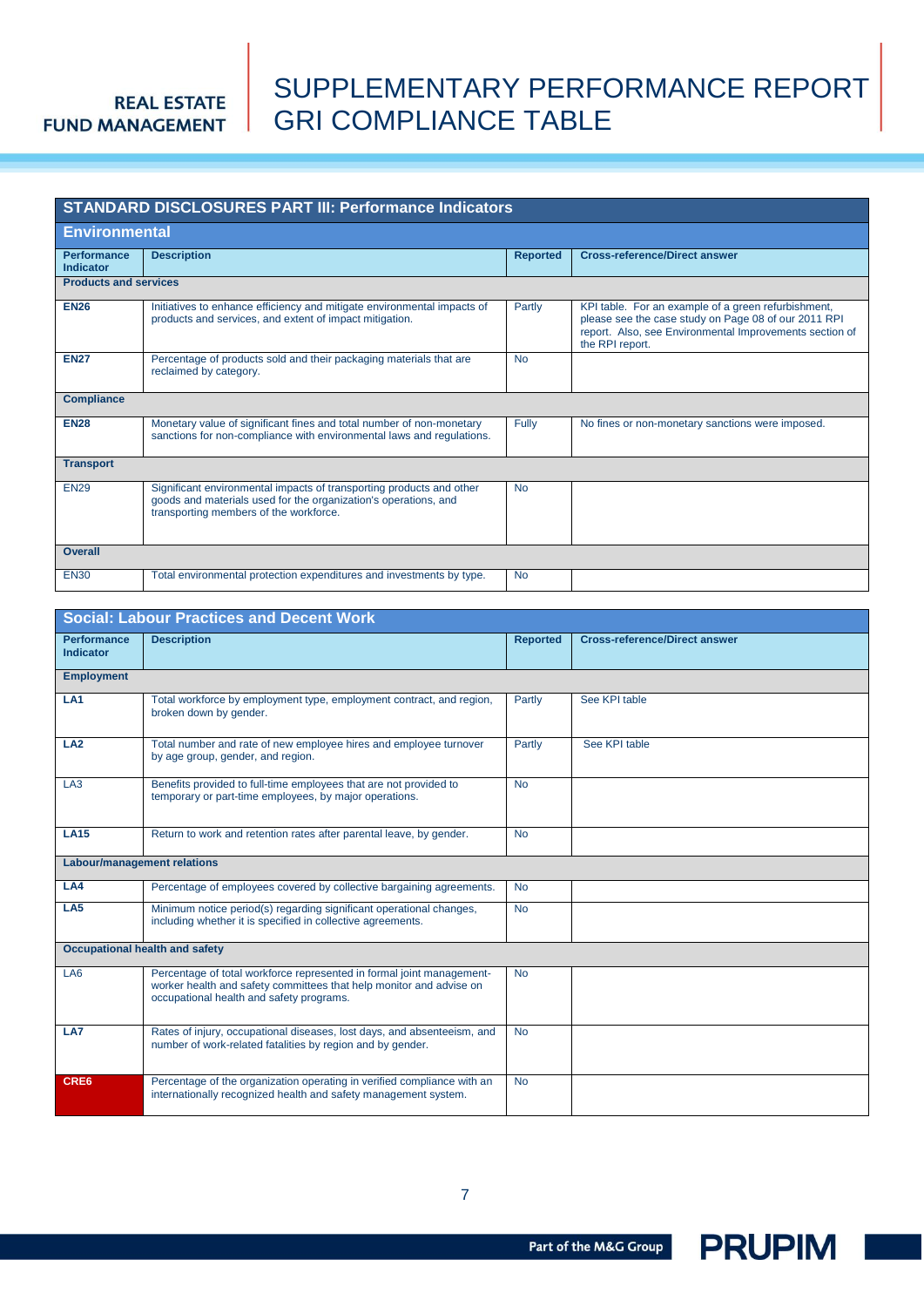# SUPPLEMENTARY PERFORMANCE REPORT GRI COMPLIANCE TABLE

## STANDARD DISCLOSURES PART III: Performance Indicators

### Environmental

| Performance Indicator | Description | Reported | Cross-reference/Direct answer |
|---|---|---|---|
| **Products and services** | | | |
| **EN26** | Initiatives to enhance efficiency and mitigate environmental impacts of products and services, and extent of impact mitigation. | Partly | KPI table. For an example of a green refurbishment, please see the case study on Page 08 of our 2011 RPI report. Also, see Environmental Improvements section of the RPI report. |
| **EN27** | Percentage of products sold and their packaging materials that are reclaimed by category. | No | |
| **Compliance** | | | |
| **EN28** | Monetary value of significant fines and total number of non-monetary sanctions for non-compliance with environmental laws and regulations. | Fully | No fines or non-monetary sanctions were imposed. |
| **Transport** | | | |
| EN29 | Significant environmental impacts of transporting products and other goods and materials used for the organization's operations, and transporting members of the workforce. | No | |
| **Overall** | | | |
| EN30 | Total environmental protection expenditures and investments by type. | No | |

### Social: Labour Practices and Decent Work

| Performance Indicator | Description | Reported | Cross-reference/Direct answer |
|---|---|---|---|
| **Employment** | | | |
| **LA1** | Total workforce by employment type, employment contract, and region, broken down by gender. | Partly | See KPI table |
| **LA2** | Total number and rate of new employee hires and employee turnover by age group, gender, and region. | Partly | See KPI table |
| LA3 | Benefits provided to full-time employees that are not provided to temporary or part-time employees, by major operations. | No | |
| **LA15** | Return to work and retention rates after parental leave, by gender. | No | |
| **Labour/management relations** | | | |
| **LA4** | Percentage of employees covered by collective bargaining agreements. | No | |
| **LA5** | Minimum notice period(s) regarding significant operational changes, including whether it is specified in collective agreements. | No | |
| **Occupational health and safety** | | | |
| LA6 | Percentage of total workforce represented in formal joint management-worker health and safety committees that help monitor and advise on occupational health and safety programs. | No | |
| **LA7** | Rates of injury, occupational diseases, lost days, and absenteeism, and number of work-related fatalities by region and by gender. | No | |
| **CRE6** | Percentage of the organization operating in verified compliance with an internationally recognized health and safety management system. | No | |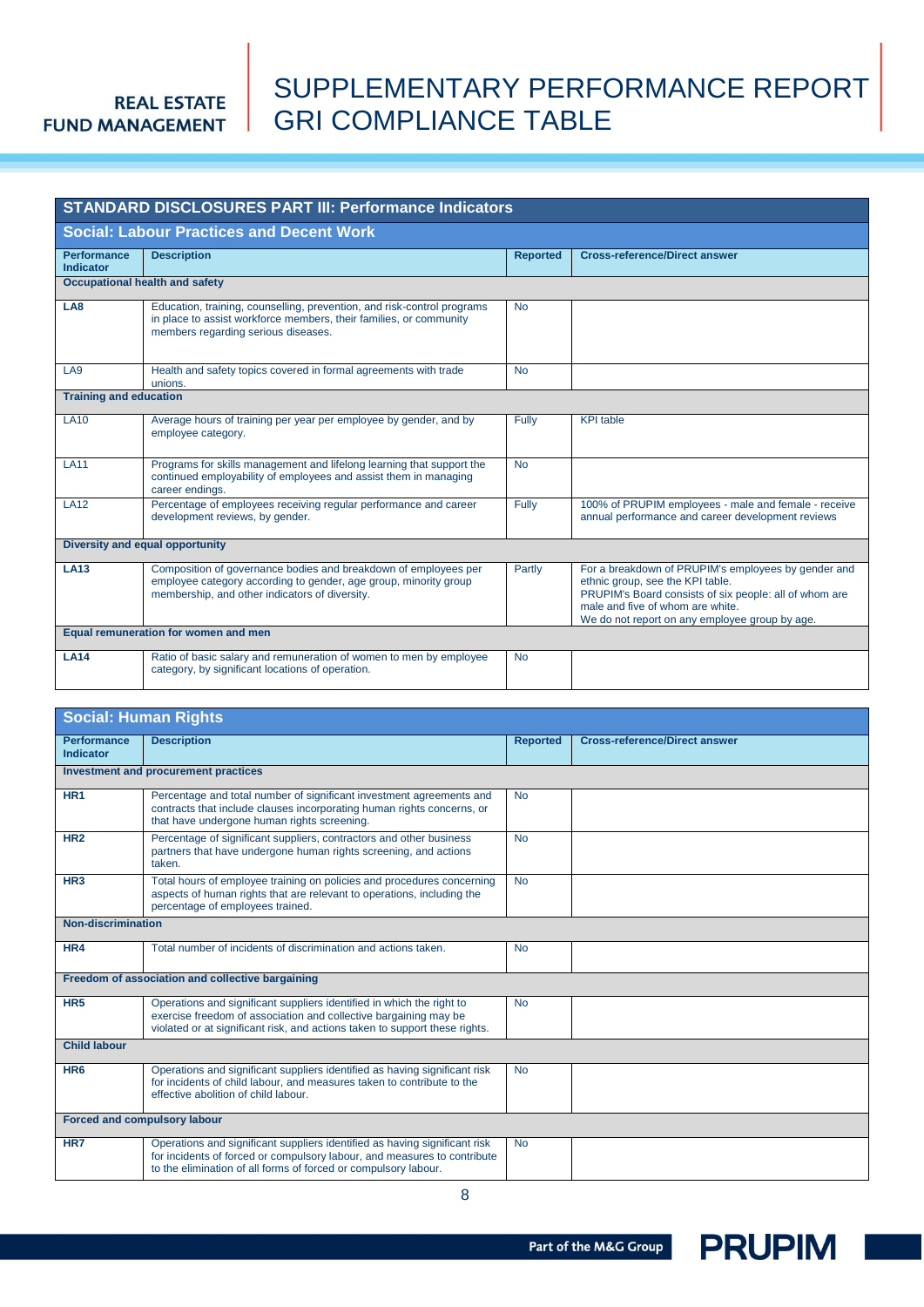# SUPPLEMENTARY PERFORMANCE REPORT GRI COMPLIANCE TABLE

## STANDARD DISCLOSURES PART III: Performance Indicators

### Social: Labour Practices and Decent Work

| Performance Indicator | Description | Reported | Cross-reference/Direct answer |
|---|---|---|---|
| **Occupational health and safety** | | | |
| **LA8** | Education, training, counselling, prevention, and risk-control programs in place to assist workforce members, their families, or community members regarding serious diseases. | No | |
| LA9 | Health and safety topics covered in formal agreements with trade unions. | No | |
| **Training and education** | | | |
| LA10 | Average hours of training per year per employee by gender, and by employee category. | Fully | KPI table |
| LA11 | Programs for skills management and lifelong learning that support the continued employability of employees and assist them in managing career endings. | No | |
| LA12 | Percentage of employees receiving regular performance and career development reviews, by gender. | Fully | 100% of PRUPIM employees - male and female - receive annual performance and career development reviews |
| **Diversity and equal opportunity** | | | |
| **LA13** | Composition of governance bodies and breakdown of employees per employee category according to gender, age group, minority group membership, and other indicators of diversity. | Partly | For a breakdown of PRUPIM's employees by gender and ethnic group, see the KPI table.<br>PRUPIM's Board consists of six people: all of whom are male and five of whom are white.<br>We do not report on any employee group by age. |
| **Equal remuneration for women and men** | | | |
| **LA14** | Ratio of basic salary and remuneration of women to men by employee category, by significant locations of operation. | No | |

### Social: Human Rights

| Performance Indicator | Description | Reported | Cross-reference/Direct answer |
|---|---|---|---|
| **Investment and procurement practices** | | | |
| **HR1** | Percentage and total number of significant investment agreements and contracts that include clauses incorporating human rights concerns, or that have undergone human rights screening. | No | |
| **HR2** | Percentage of significant suppliers, contractors and other business partners that have undergone human rights screening, and actions taken. | No | |
| **HR3** | Total hours of employee training on policies and procedures concerning aspects of human rights that are relevant to operations, including the percentage of employees trained. | No | |
| **Non-discrimination** | | | |
| **HR4** | Total number of incidents of discrimination and actions taken. | No | |
| **Freedom of association and collective bargaining** | | | |
| **HR5** | Operations and significant suppliers identified in which the right to exercise freedom of association and collective bargaining may be violated or at significant risk, and actions taken to support these rights. | No | |
| **Child labour** | | | |
| **HR6** | Operations and significant suppliers identified as having significant risk for incidents of child labour, and measures taken to contribute to the effective abolition of child labour. | No | |
| **Forced and compulsory labour** | | | |
| **HR7** | Operations and significant suppliers identified as having significant risk for incidents of forced or compulsory labour, and measures to contribute to the elimination of all forms of forced or compulsory labour. | No | |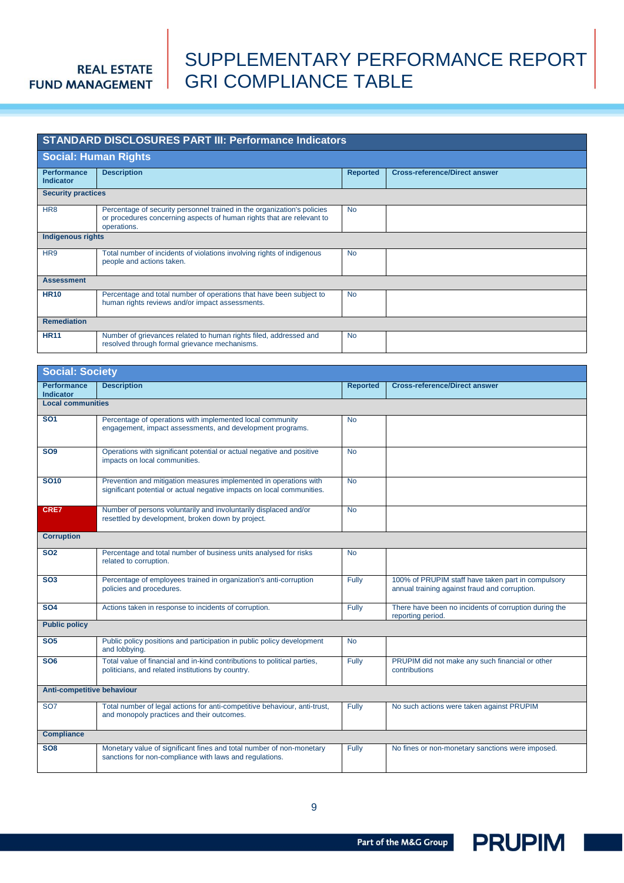## STANDARD DISCLOSURES PART III: Performance Indicators

### Social: Human Rights

| Performance Indicator | Description | Reported | Cross-reference/Direct answer |
|---|---|---|---|
| **Security practices** | | | |
| HR8 | Percentage of security personnel trained in the organization's policies or procedures concerning aspects of human rights that are relevant to operations. | No | |
| **Indigenous rights** | | | |
| HR9 | Total number of incidents of violations involving rights of indigenous people and actions taken. | No | |
| **Assessment** | | | |
| **HR10** | Percentage and total number of operations that have been subject to human rights reviews and/or impact assessments. | No | |
| **Remediation** | | | |
| **HR11** | Number of grievances related to human rights filed, addressed and resolved through formal grievance mechanisms. | No | |

### Social: Society

| Performance Indicator | Description | Reported | Cross-reference/Direct answer |
|---|---|---|---|
| **Local communities** | | | |
| **SO1** | Percentage of operations with implemented local community engagement, impact assessments, and development programs. | No | |
| **SO9** | Operations with significant potential or actual negative and positive impacts on local communities. | No | |
| **SO10** | Prevention and mitigation measures implemented in operations with significant potential or actual negative impacts on local communities. | No | |
| **CRE7** | Number of persons voluntarily and involuntarily displaced and/or resettled by development, broken down by project. | No | |
| **Corruption** | | | |
| **SO2** | Percentage and total number of business units analysed for risks related to corruption. | No | |
| **SO3** | Percentage of employees trained in organization's anti-corruption policies and procedures. | Fully | 100% of PRUPIM staff have taken part in compulsory annual training against fraud and corruption. |
| **SO4** | Actions taken in response to incidents of corruption. | Fully | There have been no incidents of corruption during the reporting period. |
| **Public policy** | | | |
| **SO5** | Public policy positions and participation in public policy development and lobbying. | No | |
| **SO6** | Total value of financial and in-kind contributions to political parties, politicians, and related institutions by country. | Fully | PRUPIM did not make any such financial or other contributions |
| **Anti-competitive behaviour** | | | |
| SO7 | Total number of legal actions for anti-competitive behaviour, anti-trust, and monopoly practices and their outcomes. | Fully | No such actions were taken against PRUPIM |
| **Compliance** | | | |
| **SO8** | Monetary value of significant fines and total number of non-monetary sanctions for non-compliance with laws and regulations. | Fully | No fines or non-monetary sanctions were imposed. |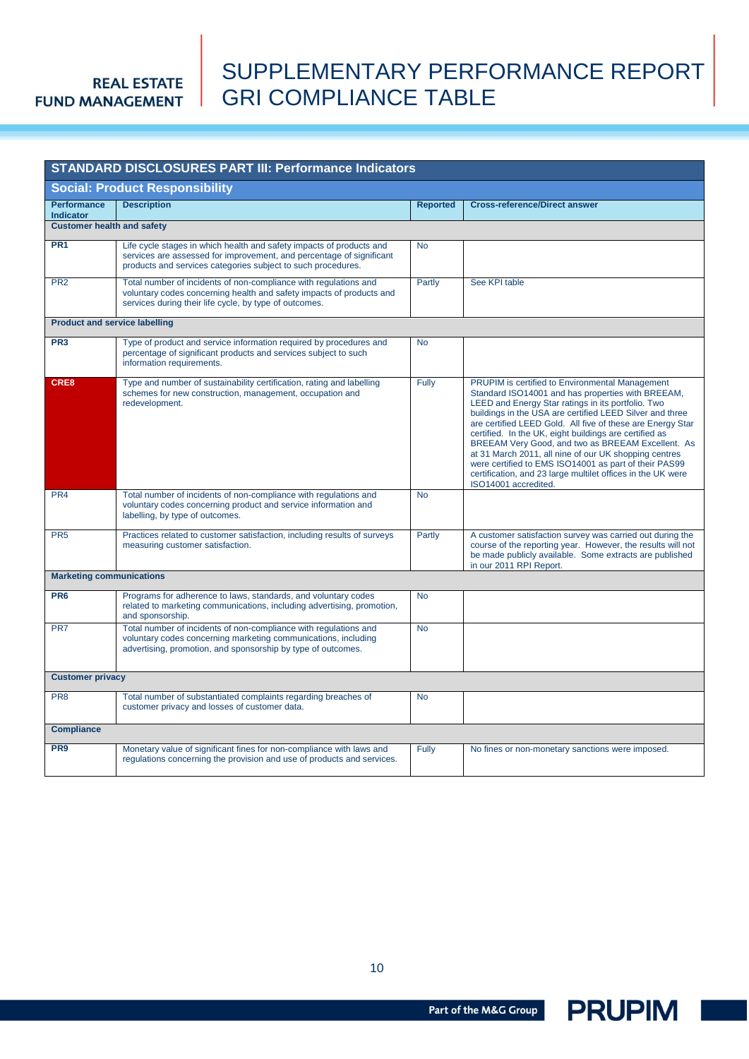# SUPPLEMENTARY PERFORMANCE REPORT GRI COMPLIANCE TABLE

## STANDARD DISCLOSURES PART III: Performance Indicators

### Social: Product Responsibility

| Performance Indicator | Description | Reported | Cross-reference/Direct answer |
|---|---|---|---|
| **Customer health and safety** | | | |
| **PR1** | Life cycle stages in which health and safety impacts of products and services are assessed for improvement, and percentage of significant products and services categories subject to such procedures. | No | |
| PR2 | Total number of incidents of non-compliance with regulations and voluntary codes concerning health and safety impacts of products and services during their life cycle, by type of outcomes. | Partly | See KPI table |
| **Product and service labelling** | | | |
| **PR3** | Type of product and service information required by procedures and percentage of significant products and services subject to such information requirements. | No | |
| **CRE8** | Type and number of sustainability certification, rating and labelling schemes for new construction, management, occupation and redevelopment. | Fully | PRUPIM is certified to Environmental Management Standard ISO14001 and has properties with BREEAM, LEED and Energy Star ratings in its portfolio. Two buildings in the USA are certified LEED Silver and three are certified LEED Gold. All five of these are Energy Star certified. In the UK, eight buildings are certified as BREEAM Very Good, and two as BREEAM Excellent. As at 31 March 2011, all nine of our UK shopping centres were certified to EMS ISO14001 as part of their PAS99 certification, and 23 large multilet offices in the UK were ISO14001 accredited. |
| PR4 | Total number of incidents of non-compliance with regulations and voluntary codes concerning product and service information and labelling, by type of outcomes. | No | |
| PR5 | Practices related to customer satisfaction, including results of surveys measuring customer satisfaction. | Partly | A customer satisfaction survey was carried out during the course of the reporting year. However, the results will not be made publicly available. Some extracts are published in our 2011 RPI Report. |
| **Marketing communications** | | | |
| **PR6** | Programs for adherence to laws, standards, and voluntary codes related to marketing communications, including advertising, promotion, and sponsorship. | No | |
| PR7 | Total number of incidents of non-compliance with regulations and voluntary codes concerning marketing communications, including advertising, promotion, and sponsorship by type of outcomes. | No | |
| **Customer privacy** | | | |
| PR8 | Total number of substantiated complaints regarding breaches of customer privacy and losses of customer data. | No | |
| **Compliance** | | | |
| **PR9** | Monetary value of significant fines for non-compliance with laws and regulations concerning the provision and use of products and services. | Fully | No fines or non-monetary sanctions were imposed. |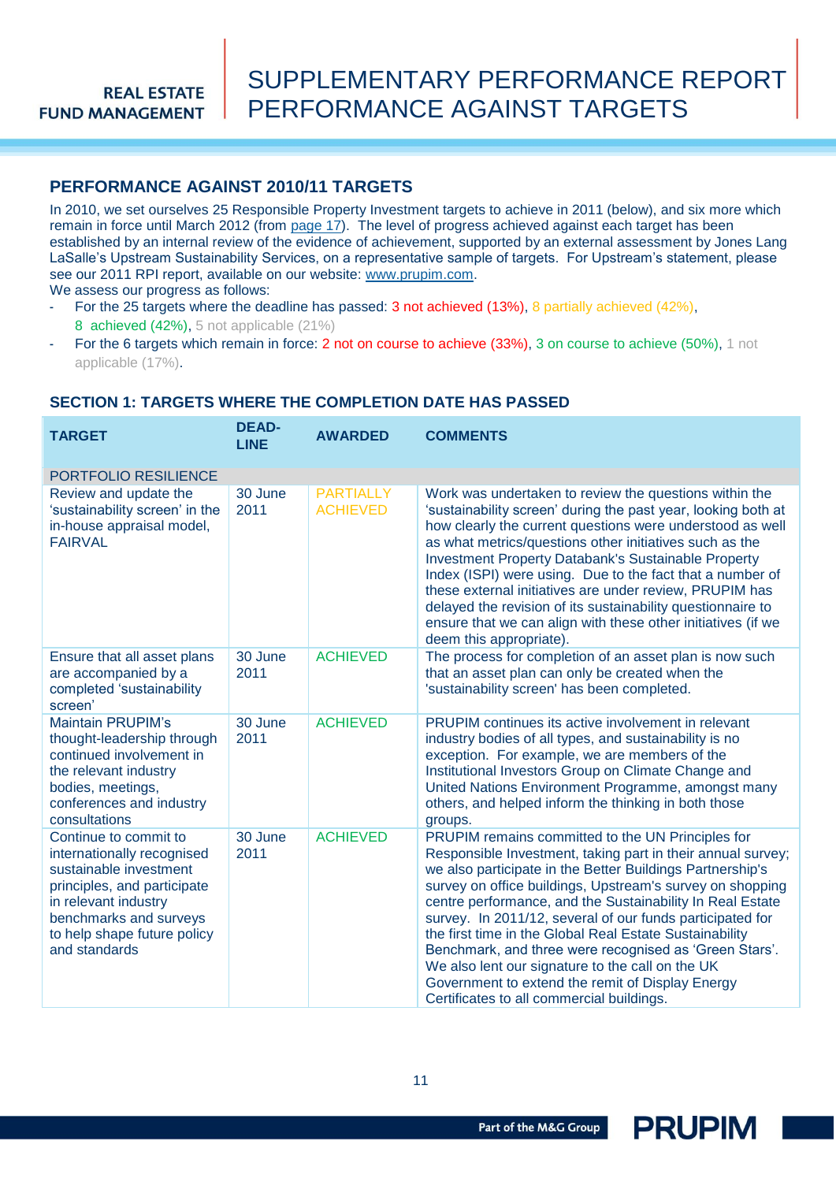## PERFORMANCE AGAINST 2010/11 TARGETS

In 2010, we set ourselves 25 Responsible Property Investment targets to achieve in 2011 (below), and six more which remain in force until March 2012 (from page 17). The level of progress achieved against each target has been established by an internal review of the evidence of achievement, supported by an external assessment by Jones Lang LaSalle's Upstream Sustainability Services, on a representative sample of targets. For Upstream's statement, please see our 2011 RPI report, available on our website: www.prupim.com.

We assess our progress as follows:

- For the 25 targets where the deadline has passed: 3 not achieved (13%), 8 partially achieved (42%), 8 achieved (42%), 5 not applicable (21%)
- For the 6 targets which remain in force: 2 not on course to achieve (33%), 3 on course to achieve (50%), 1 not applicable (17%).

## SECTION 1: TARGETS WHERE THE COMPLETION DATE HAS PASSED

| TARGET | DEAD-LINE | AWARDED | COMMENTS |
|---|---|---|---|
| PORTFOLIO RESILIENCE | | | |
| Review and update the 'sustainability screen' in the in-house appraisal model, FAIRVAL | 30 June 2011 | PARTIALLY ACHIEVED | Work was undertaken to review the questions within the 'sustainability screen' during the past year, looking both at how clearly the current questions were understood as well as what metrics/questions other initiatives such as the Investment Property Databank's Sustainable Property Index (ISPI) were using. Due to the fact that a number of these external initiatives are under review, PRUPIM has delayed the revision of its sustainability questionnaire to ensure that we can align with these other initiatives (if we deem this appropriate). |
| Ensure that all asset plans are accompanied by a completed 'sustainability screen' | 30 June 2011 | ACHIEVED | The process for completion of an asset plan is now such that an asset plan can only be created when the 'sustainability screen' has been completed. |
| Maintain PRUPIM's thought-leadership through continued involvement in the relevant industry bodies, meetings, conferences and industry consultations | 30 June 2011 | ACHIEVED | PRUPIM continues its active involvement in relevant industry bodies of all types, and sustainability is no exception. For example, we are members of the Institutional Investors Group on Climate Change and United Nations Environment Programme, amongst many others, and helped inform the thinking in both those groups. |
| Continue to commit to internationally recognised sustainable investment principles, and participate in relevant industry benchmarks and surveys to help shape future policy and standards | 30 June 2011 | ACHIEVED | PRUPIM remains committed to the UN Principles for Responsible Investment, taking part in their annual survey; we also participate in the Better Buildings Partnership's survey on office buildings, Upstream's survey on shopping centre performance, and the Sustainability In Real Estate survey. In 2011/12, several of our funds participated for the first time in the Global Real Estate Sustainability Benchmark, and three were recognised as 'Green Stars'. We also lent our signature to the call on the UK Government to extend the remit of Display Energy Certificates to all commercial buildings. |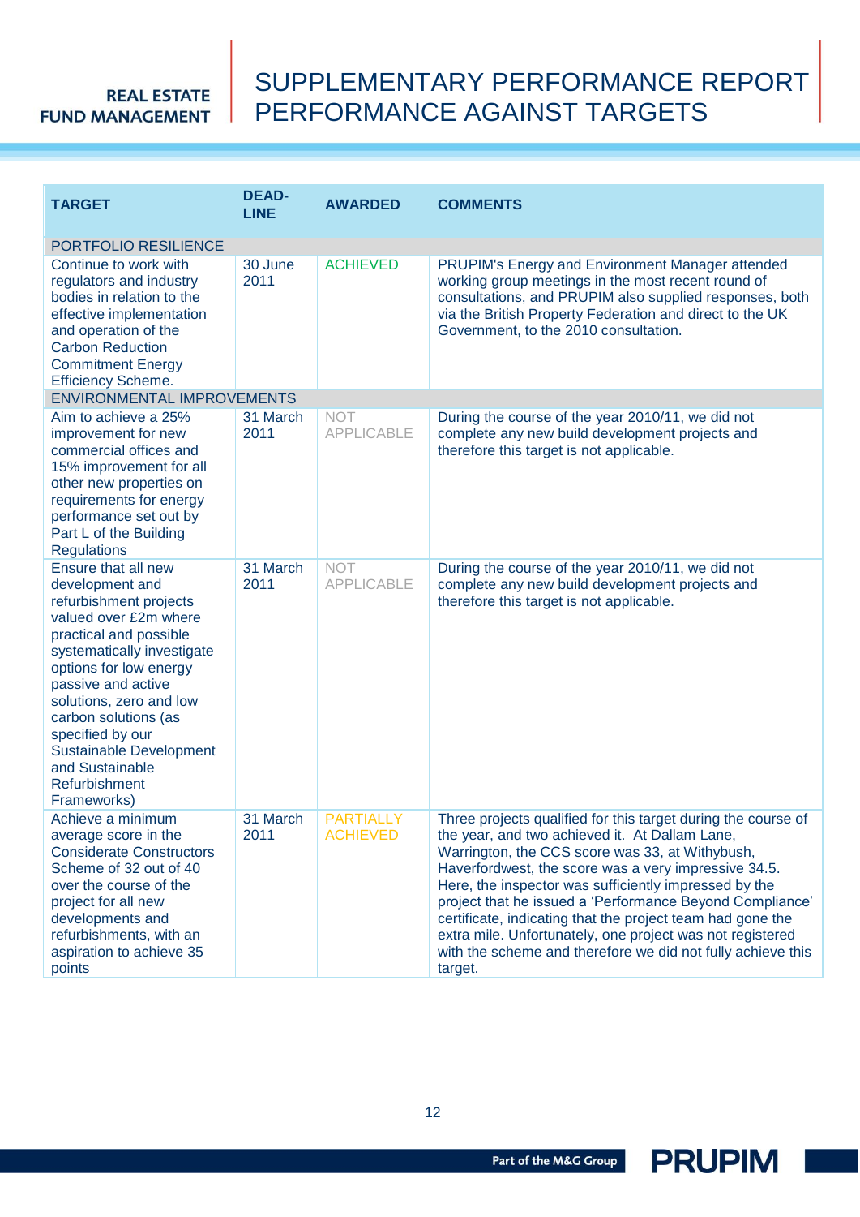# SUPPLEMENTARY PERFORMANCE REPORT PERFORMANCE AGAINST TARGETS

| TARGET | DEAD-LINE | AWARDED | COMMENTS |
|---|---|---|---|
| PORTFOLIO RESILIENCE | | | |
| Continue to work with regulators and industry bodies in relation to the effective implementation and operation of the Carbon Reduction Commitment Energy Efficiency Scheme. | 30 June 2011 | ACHIEVED | PRUPIM's Energy and Environment Manager attended working group meetings in the most recent round of consultations, and PRUPIM also supplied responses, both via the British Property Federation and direct to the UK Government, to the 2010 consultation. |
| ENVIRONMENTAL IMPROVEMENTS | | | |
| Aim to achieve a 25% improvement for new commercial offices and 15% improvement for all other new properties on requirements for energy performance set out by Part L of the Building Regulations | 31 March 2011 | NOT APPLICABLE | During the course of the year 2010/11, we did not complete any new build development projects and therefore this target is not applicable. |
| Ensure that all new development and refurbishment projects valued over £2m where practical and possible systematically investigate options for low energy passive and active solutions, zero and low carbon solutions (as specified by our Sustainable Development and Sustainable Refurbishment Frameworks) | 31 March 2011 | NOT APPLICABLE | During the course of the year 2010/11, we did not complete any new build development projects and therefore this target is not applicable. |
| Achieve a minimum average score in the Considerate Constructors Scheme of 32 out of 40 over the course of the project for all new developments and refurbishments, with an aspiration to achieve 35 points | 31 March 2011 | PARTIALLY ACHIEVED | Three projects qualified for this target during the course of the year, and two achieved it. At Dallam Lane, Warrington, the CCS score was 33, at Withybush, Haverfordwest, the score was a very impressive 34.5. Here, the inspector was sufficiently impressed by the project that he issued a 'Performance Beyond Compliance' certificate, indicating that the project team had gone the extra mile. Unfortunately, one project was not registered with the scheme and therefore we did not fully achieve this target. |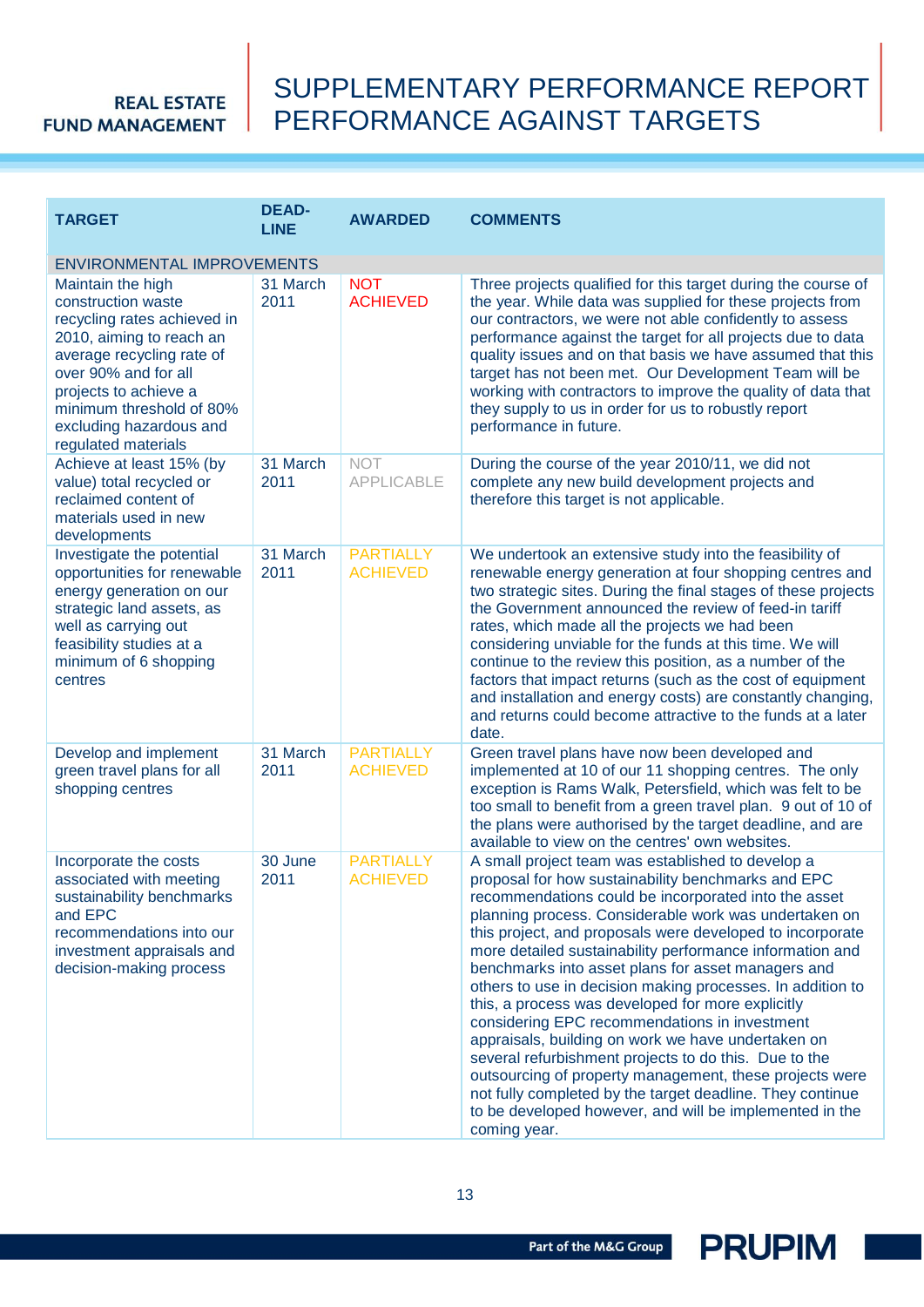# SUPPLEMENTARY PERFORMANCE REPORT PERFORMANCE AGAINST TARGETS

| TARGET | DEAD-LINE | AWARDED | COMMENTS |
|---|---|---|---|
| ENVIRONMENTAL IMPROVEMENTS | | | |
| Maintain the high construction waste recycling rates achieved in 2010, aiming to reach an average recycling rate of over 90% and for all projects to achieve a minimum threshold of 80% excluding hazardous and regulated materials | 31 March 2011 | NOT ACHIEVED | Three projects qualified for this target during the course of the year. While data was supplied for these projects from our contractors, we were not able confidently to assess performance against the target for all projects due to data quality issues and on that basis we have assumed that this target has not been met. Our Development Team will be working with contractors to improve the quality of data that they supply to us in order for us to robustly report performance in future. |
| Achieve at least 15% (by value) total recycled or reclaimed content of materials used in new developments | 31 March 2011 | NOT APPLICABLE | During the course of the year 2010/11, we did not complete any new build development projects and therefore this target is not applicable. |
| Investigate the potential opportunities for renewable energy generation on our strategic land assets, as well as carrying out feasibility studies at a minimum of 6 shopping centres | 31 March 2011 | PARTIALLY ACHIEVED | We undertook an extensive study into the feasibility of renewable energy generation at four shopping centres and two strategic sites. During the final stages of these projects the Government announced the review of feed-in tariff rates, which made all the projects we had been considering unviable for the funds at this time. We will continue to the review this position, as a number of the factors that impact returns (such as the cost of equipment and installation and energy costs) are constantly changing, and returns could become attractive to the funds at a later date. |
| Develop and implement green travel plans for all shopping centres | 31 March 2011 | PARTIALLY ACHIEVED | Green travel plans have now been developed and implemented at 10 of our 11 shopping centres. The only exception is Rams Walk, Petersfield, which was felt to be too small to benefit from a green travel plan. 9 out of 10 of the plans were authorised by the target deadline, and are available to view on the centres' own websites. |
| Incorporate the costs associated with meeting sustainability benchmarks and EPC recommendations into our investment appraisals and decision-making process | 30 June 2011 | PARTIALLY ACHIEVED | A small project team was established to develop a proposal for how sustainability benchmarks and EPC recommendations could be incorporated into the asset planning process. Considerable work was undertaken on this project, and proposals were developed to incorporate more detailed sustainability performance information and benchmarks into asset plans for asset managers and others to use in decision making processes. In addition to this, a process was developed for more explicitly considering EPC recommendations in investment appraisals, building on work we have undertaken on several refurbishment projects to do this. Due to the outsourcing of property management, these projects were not fully completed by the target deadline. They continue to be developed however, and will be implemented in the coming year. |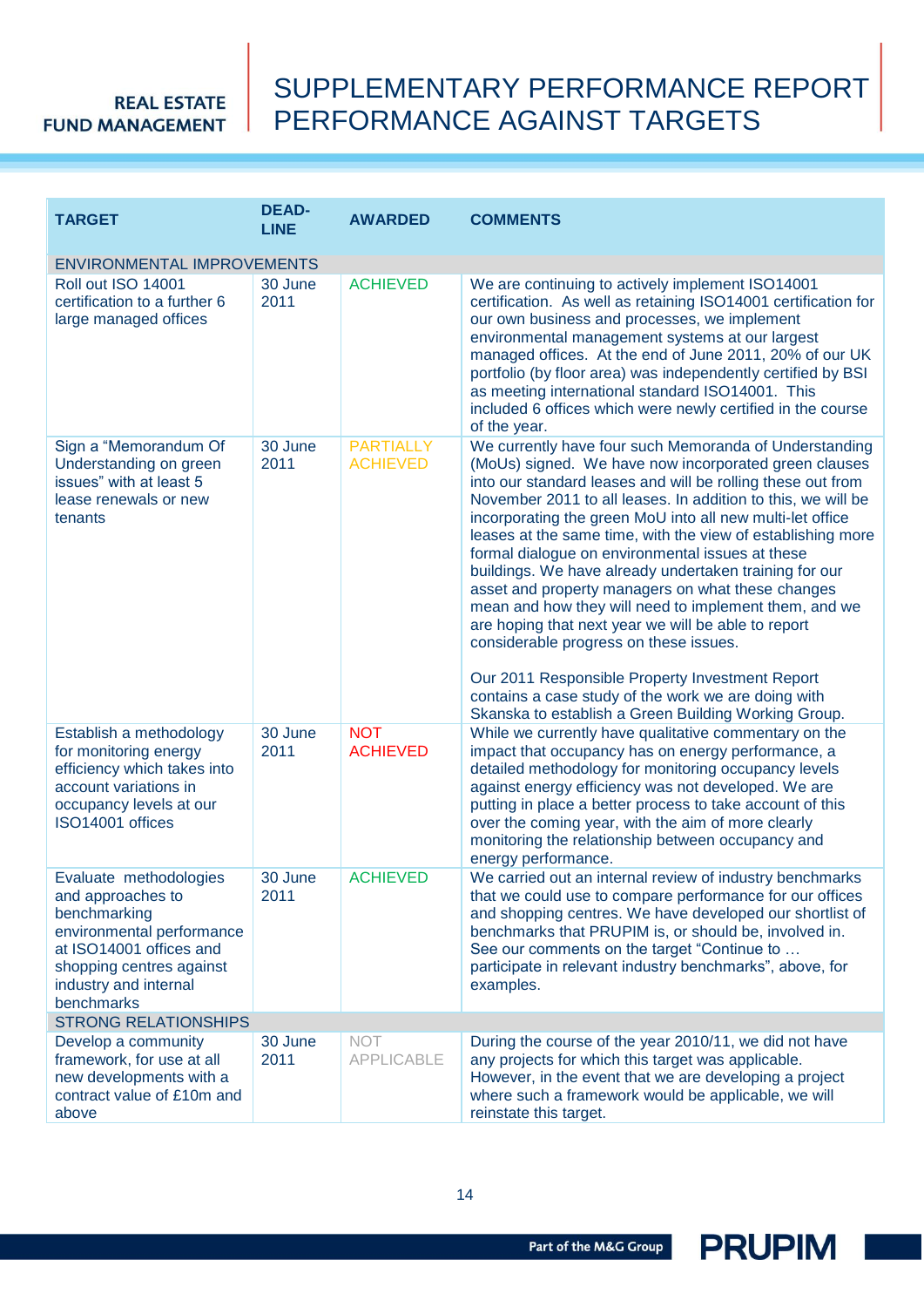REAL ESTATE FUND MANAGEMENT

# SUPPLEMENTARY PERFORMANCE REPORT PERFORMANCE AGAINST TARGETS

| TARGET | DEAD-LINE | AWARDED | COMMENTS |
|---|---|---|---|
| ENVIRONMENTAL IMPROVEMENTS | | | |
| Roll out ISO 14001 certification to a further 6 large managed offices | 30 June 2011 | ACHIEVED | We are continuing to actively implement ISO14001 certification. As well as retaining ISO14001 certification for our own business and processes, we implement environmental management systems at our largest managed offices. At the end of June 2011, 20% of our UK portfolio (by floor area) was independently certified by BSI as meeting international standard ISO14001. This included 6 offices which were newly certified in the course of the year. |
| Sign a "Memorandum Of Understanding on green issues" with at least 5 lease renewals or new tenants | 30 June 2011 | PARTIALLY ACHIEVED | We currently have four such Memoranda of Understanding (MoUs) signed. We have now incorporated green clauses into our standard leases and will be rolling these out from November 2011 to all leases. In addition to this, we will be incorporating the green MoU into all new multi-let office leases at the same time, with the view of establishing more formal dialogue on environmental issues at these buildings. We have already undertaken training for our asset and property managers on what these changes mean and how they will need to implement them, and we are hoping that next year we will be able to report considerable progress on these issues.<br><br>Our 2011 Responsible Property Investment Report contains a case study of the work we are doing with Skanska to establish a Green Building Working Group. |
| Establish a methodology for monitoring energy efficiency which takes into account variations in occupancy levels at our ISO14001 offices | 30 June 2011 | NOT ACHIEVED | While we currently have qualitative commentary on the impact that occupancy has on energy performance, a detailed methodology for monitoring occupancy levels against energy efficiency was not developed. We are putting in place a better process to take account of this over the coming year, with the aim of more clearly monitoring the relationship between occupancy and energy performance. |
| Evaluate methodologies and approaches to benchmarking environmental performance at ISO14001 offices and shopping centres against industry and internal benchmarks | 30 June 2011 | ACHIEVED | We carried out an internal review of industry benchmarks that we could use to compare performance for our offices and shopping centres. We have developed our shortlist of benchmarks that PRUPIM is, or should be, involved in. See our comments on the target "Continue to … participate in relevant industry benchmarks", above, for examples. |
| STRONG RELATIONSHIPS | | | |
| Develop a community framework, for use at all new developments with a contract value of £10m and above | 30 June 2011 | NOT APPLICABLE | During the course of the year 2010/11, we did not have any projects for which this target was applicable. However, in the event that we are developing a project where such a framework would be applicable, we will reinstate this target. |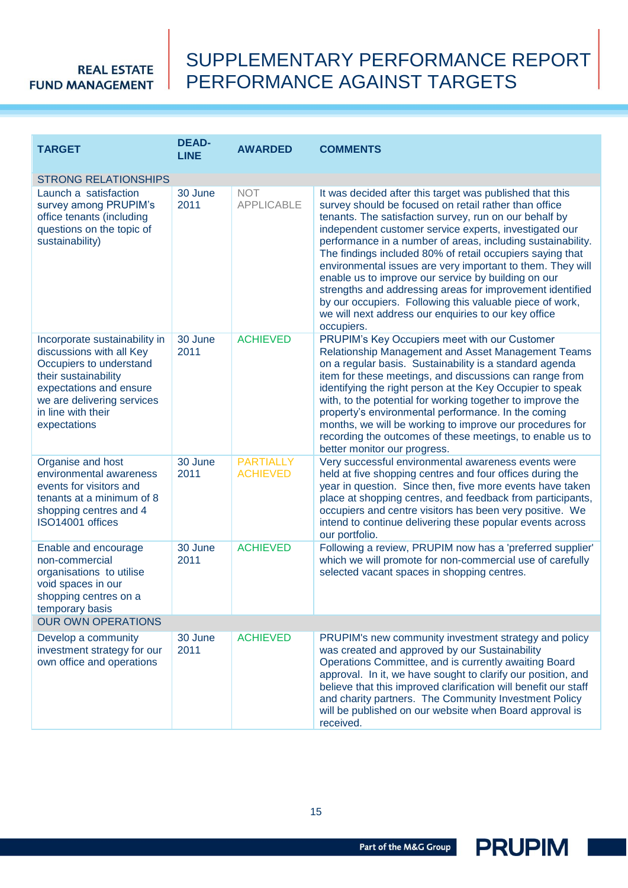# SUPPLEMENTARY PERFORMANCE REPORT PERFORMANCE AGAINST TARGETS

| TARGET | DEAD-LINE | AWARDED | COMMENTS |
|---|---|---|---|
| STRONG RELATIONSHIPS | | | |
| Launch a satisfaction survey among PRUPIM's office tenants (including questions on the topic of sustainability) | 30 June 2011 | NOT APPLICABLE | It was decided after this target was published that this survey should be focused on retail rather than office tenants. The satisfaction survey, run on our behalf by independent customer service experts, investigated our performance in a number of areas, including sustainability. The findings included 80% of retail occupiers saying that environmental issues are very important to them. They will enable us to improve our service by building on our strengths and addressing areas for improvement identified by our occupiers. Following this valuable piece of work, we will next address our enquiries to our key office occupiers. |
| Incorporate sustainability in discussions with all Key Occupiers to understand their sustainability expectations and ensure we are delivering services in line with their expectations | 30 June 2011 | ACHIEVED | PRUPIM's Key Occupiers meet with our Customer Relationship Management and Asset Management Teams on a regular basis. Sustainability is a standard agenda item for these meetings, and discussions can range from identifying the right person at the Key Occupier to speak with, to the potential for working together to improve the property's environmental performance. In the coming months, we will be working to improve our procedures for recording the outcomes of these meetings, to enable us to better monitor our progress. |
| Organise and host environmental awareness events for visitors and tenants at a minimum of 8 shopping centres and 4 ISO14001 offices | 30 June 2011 | PARTIALLY ACHIEVED | Very successful environmental awareness events were held at five shopping centres and four offices during the year in question. Since then, five more events have taken place at shopping centres, and feedback from participants, occupiers and centre visitors has been very positive. We intend to continue delivering these popular events across our portfolio. |
| Enable and encourage non-commercial organisations to utilise void spaces in our shopping centres on a temporary basis | 30 June 2011 | ACHIEVED | Following a review, PRUPIM now has a 'preferred supplier' which we will promote for non-commercial use of carefully selected vacant spaces in shopping centres. |
| OUR OWN OPERATIONS | | | |
| Develop a community investment strategy for our own office and operations | 30 June 2011 | ACHIEVED | PRUPIM's new community investment strategy and policy was created and approved by our Sustainability Operations Committee, and is currently awaiting Board approval. In it, we have sought to clarify our position, and believe that this improved clarification will benefit our staff and charity partners. The Community Investment Policy will be published on our website when Board approval is received. |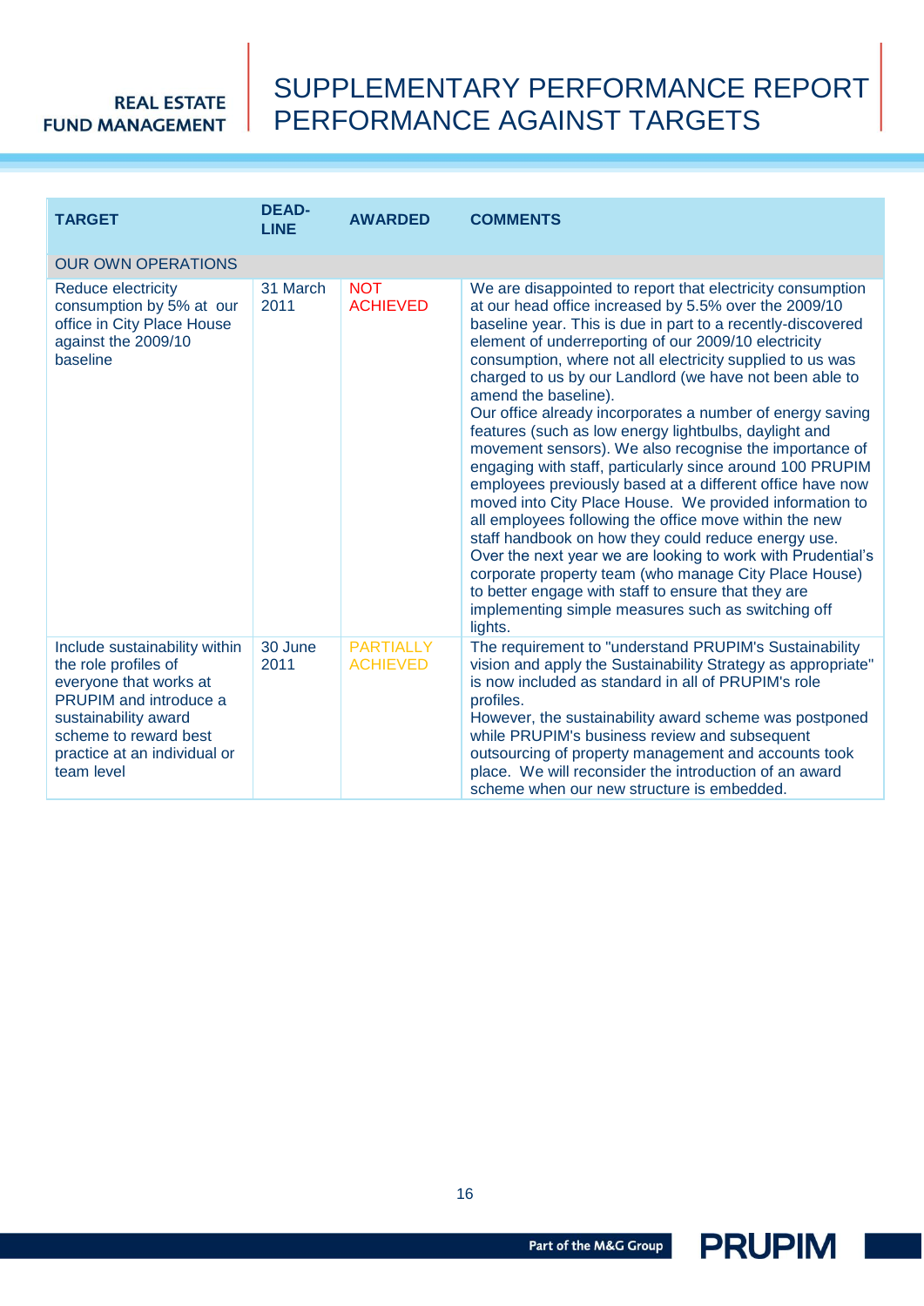REAL ESTATE FUND MANAGEMENT

# SUPPLEMENTARY PERFORMANCE REPORT PERFORMANCE AGAINST TARGETS

| TARGET | DEAD-LINE | AWARDED | COMMENTS |
|---|---|---|---|
| OUR OWN OPERATIONS | | | |
| Reduce electricity consumption by 5% at our office in City Place House against the 2009/10 baseline | 31 March 2011 | NOT ACHIEVED | We are disappointed to report that electricity consumption at our head office increased by 5.5% over the 2009/10 baseline year. This is due in part to a recently-discovered element of underreporting of our 2009/10 electricity consumption, where not all electricity supplied to us was charged to us by our Landlord (we have not been able to amend the baseline).<br>Our office already incorporates a number of energy saving features (such as low energy lightbulbs, daylight and movement sensors). We also recognise the importance of engaging with staff, particularly since around 100 PRUPIM employees previously based at a different office have now moved into City Place House. We provided information to all employees following the office move within the new staff handbook on how they could reduce energy use.<br>Over the next year we are looking to work with Prudential's corporate property team (who manage City Place House) to better engage with staff to ensure that they are implementing simple measures such as switching off lights. |
| Include sustainability within the role profiles of everyone that works at PRUPIM and introduce a sustainability award scheme to reward best practice at an individual or team level | 30 June 2011 | PARTIALLY ACHIEVED | The requirement to "understand PRUPIM's Sustainability vision and apply the Sustainability Strategy as appropriate" is now included as standard in all of PRUPIM's role profiles.<br>However, the sustainability award scheme was postponed while PRUPIM's business review and subsequent outsourcing of property management and accounts took place. We will reconsider the introduction of an award scheme when our new structure is embedded. |

Part of the M&G Group PRUPIM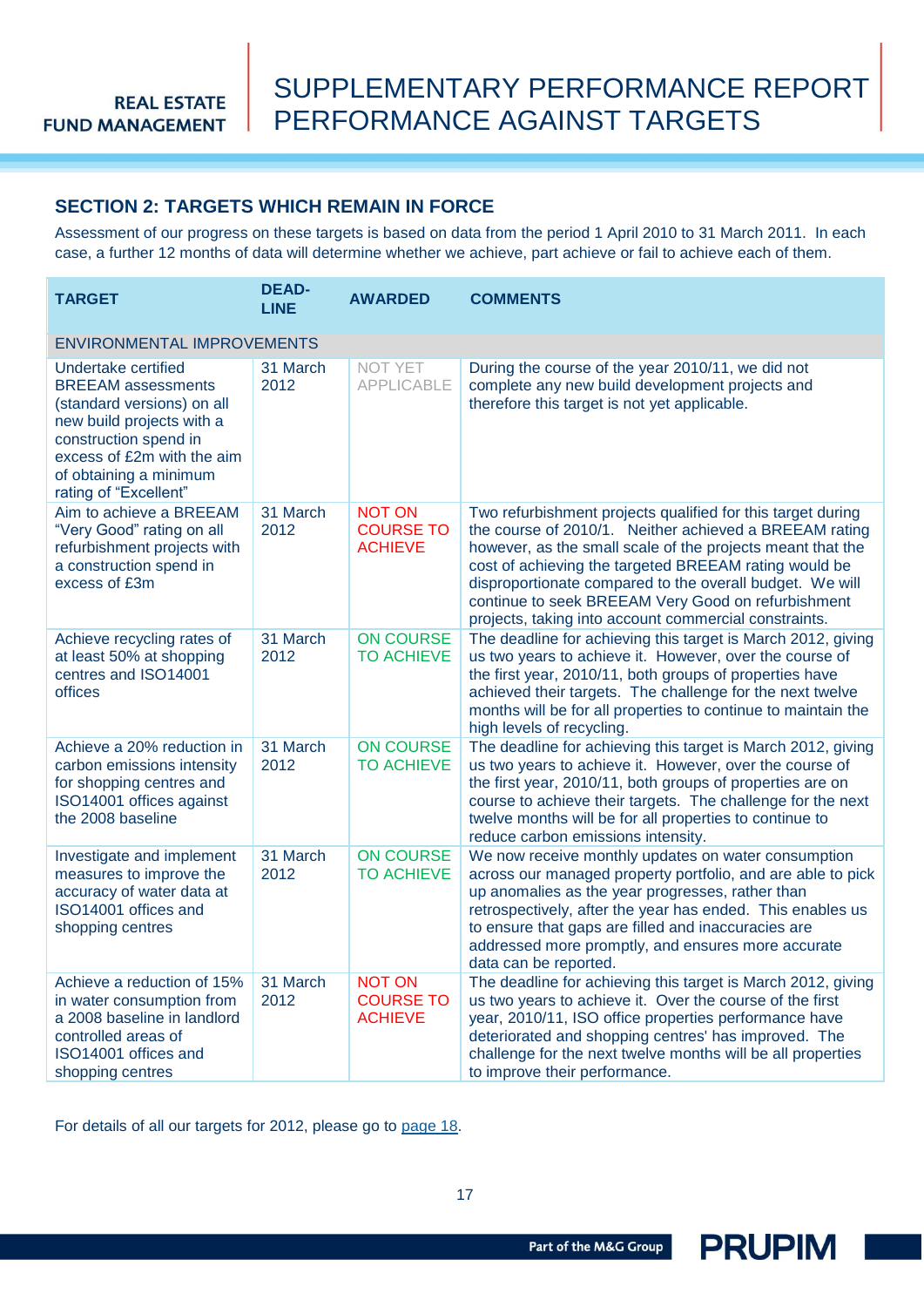## SECTION 2: TARGETS WHICH REMAIN IN FORCE

Assessment of our progress on these targets is based on data from the period 1 April 2010 to 31 March 2011. In each case, a further 12 months of data will determine whether we achieve, part achieve or fail to achieve each of them.

| TARGET | DEAD-LINE | AWARDED | COMMENTS |
|---|---|---|---|
| ENVIRONMENTAL IMPROVEMENTS | | | |
| Undertake certified BREEAM assessments (standard versions) on all new build projects with a construction spend in excess of £2m with the aim of obtaining a minimum rating of "Excellent" | 31 March 2012 | NOT YET APPLICABLE | During the course of the year 2010/11, we did not complete any new build development projects and therefore this target is not yet applicable. |
| Aim to achieve a BREEAM "Very Good" rating on all refurbishment projects with a construction spend in excess of £3m | 31 March 2012 | NOT ON COURSE TO ACHIEVE | Two refurbishment projects qualified for this target during the course of 2010/1. Neither achieved a BREEAM rating however, as the small scale of the projects meant that the cost of achieving the targeted BREEAM rating would be disproportionate compared to the overall budget. We will continue to seek BREEAM Very Good on refurbishment projects, taking into account commercial constraints. |
| Achieve recycling rates of at least 50% at shopping centres and ISO14001 offices | 31 March 2012 | ON COURSE TO ACHIEVE | The deadline for achieving this target is March 2012, giving us two years to achieve it. However, over the course of the first year, 2010/11, both groups of properties have achieved their targets. The challenge for the next twelve months will be for all properties to continue to maintain the high levels of recycling. |
| Achieve a 20% reduction in carbon emissions intensity for shopping centres and ISO14001 offices against the 2008 baseline | 31 March 2012 | ON COURSE TO ACHIEVE | The deadline for achieving this target is March 2012, giving us two years to achieve it. However, over the course of the first year, 2010/11, both groups of properties are on course to achieve their targets. The challenge for the next twelve months will be for all properties to continue to reduce carbon emissions intensity. |
| Investigate and implement measures to improve the accuracy of water data at ISO14001 offices and shopping centres | 31 March 2012 | ON COURSE TO ACHIEVE | We now receive monthly updates on water consumption across our managed property portfolio, and are able to pick up anomalies as the year progresses, rather than retrospectively, after the year has ended. This enables us to ensure that gaps are filled and inaccuracies are addressed more promptly, and ensures more accurate data can be reported. |
| Achieve a reduction of 15% in water consumption from a 2008 baseline in landlord controlled areas of ISO14001 offices and shopping centres | 31 March 2012 | NOT ON COURSE TO ACHIEVE | The deadline for achieving this target is March 2012, giving us two years to achieve it. Over the course of the first year, 2010/11, ISO office properties performance have deteriorated and shopping centres' has improved. The challenge for the next twelve months will be all properties to improve their performance. |

For details of all our targets for 2012, please go to page 18.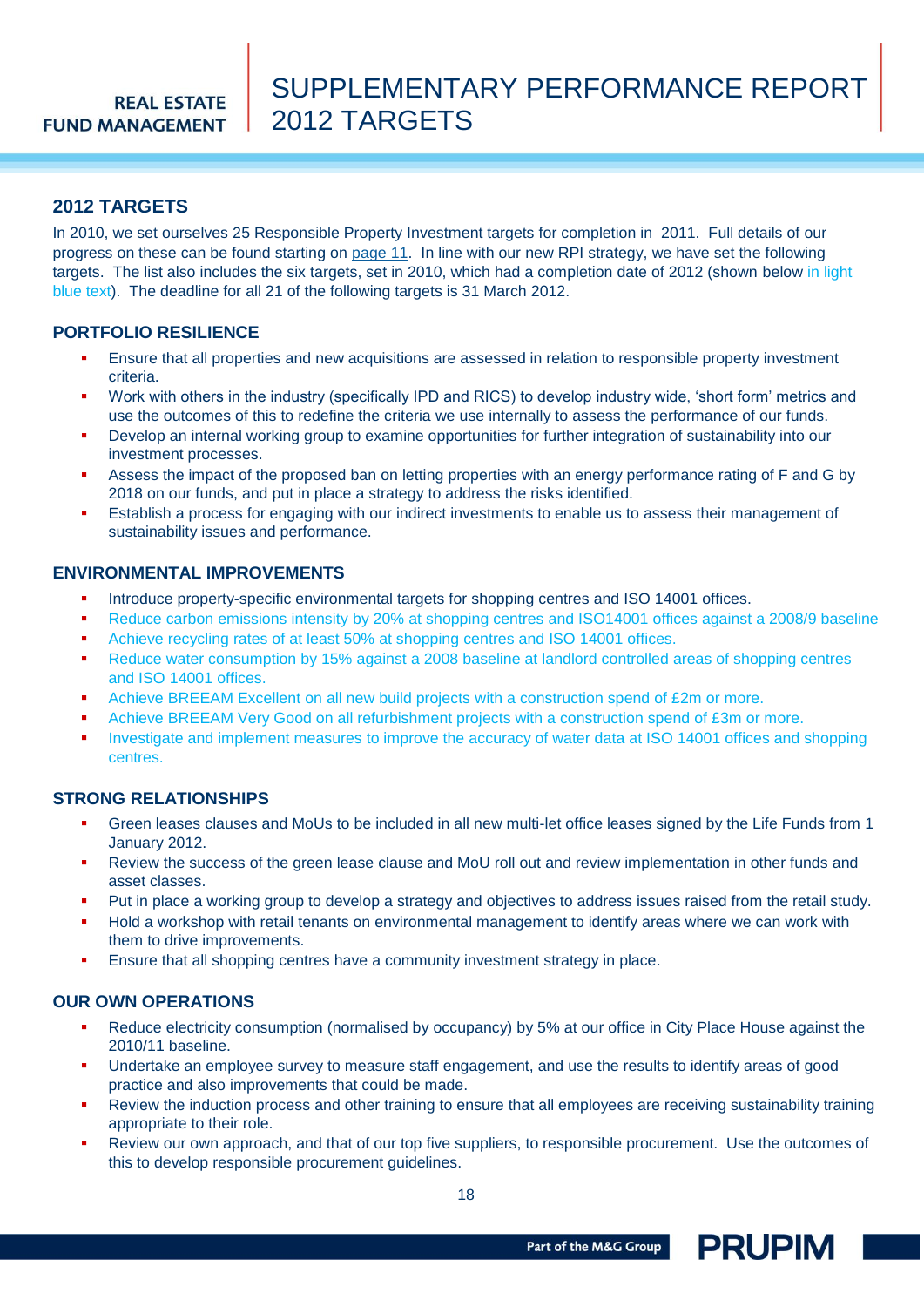## 2012 TARGETS

In 2010, we set ourselves 25 Responsible Property Investment targets for completion in 2011. Full details of our progress on these can be found starting on page 11. In line with our new RPI strategy, we have set the following targets. The list also includes the six targets, set in 2010, which had a completion date of 2012 (shown below in light blue text). The deadline for all 21 of the following targets is 31 March 2012.

### PORTFOLIO RESILIENCE

- Ensure that all properties and new acquisitions are assessed in relation to responsible property investment criteria.
- Work with others in the industry (specifically IPD and RICS) to develop industry wide, 'short form' metrics and use the outcomes of this to redefine the criteria we use internally to assess the performance of our funds.
- Develop an internal working group to examine opportunities for further integration of sustainability into our investment processes.
- Assess the impact of the proposed ban on letting properties with an energy performance rating of F and G by 2018 on our funds, and put in place a strategy to address the risks identified.
- Establish a process for engaging with our indirect investments to enable us to assess their management of sustainability issues and performance.

### ENVIRONMENTAL IMPROVEMENTS

- Introduce property-specific environmental targets for shopping centres and ISO 14001 offices.
- Reduce carbon emissions intensity by 20% at shopping centres and ISO14001 offices against a 2008/9 baseline
- Achieve recycling rates of at least 50% at shopping centres and ISO 14001 offices.
- Reduce water consumption by 15% against a 2008 baseline at landlord controlled areas of shopping centres and ISO 14001 offices.
- Achieve BREEAM Excellent on all new build projects with a construction spend of £2m or more.
- Achieve BREEAM Very Good on all refurbishment projects with a construction spend of £3m or more.
- Investigate and implement measures to improve the accuracy of water data at ISO 14001 offices and shopping centres.

### STRONG RELATIONSHIPS

- Green leases clauses and MoUs to be included in all new multi-let office leases signed by the Life Funds from 1 January 2012.
- Review the success of the green lease clause and MoU roll out and review implementation in other funds and asset classes.
- Put in place a working group to develop a strategy and objectives to address issues raised from the retail study.
- Hold a workshop with retail tenants on environmental management to identify areas where we can work with them to drive improvements.
- Ensure that all shopping centres have a community investment strategy in place.

### OUR OWN OPERATIONS

- Reduce electricity consumption (normalised by occupancy) by 5% at our office in City Place House against the 2010/11 baseline.
- Undertake an employee survey to measure staff engagement, and use the results to identify areas of good practice and also improvements that could be made.
- Review the induction process and other training to ensure that all employees are receiving sustainability training appropriate to their role.
- Review our own approach, and that of our top five suppliers, to responsible procurement. Use the outcomes of this to develop responsible procurement guidelines.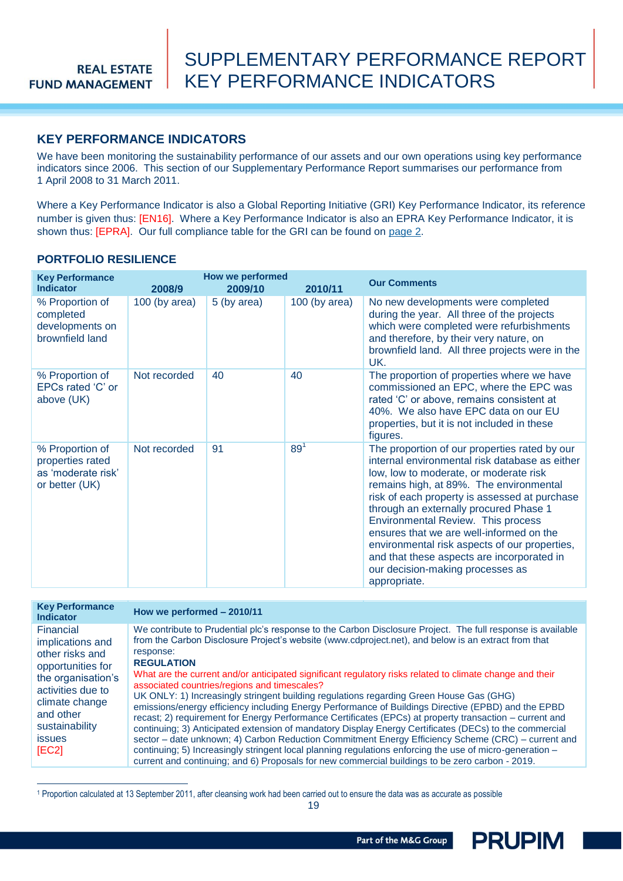## KEY PERFORMANCE INDICATORS

We have been monitoring the sustainability performance of our assets and our own operations using key performance indicators since 2006. This section of our Supplementary Performance Report summarises our performance from 1 April 2008 to 31 March 2011.

Where a Key Performance Indicator is also a Global Reporting Initiative (GRI) Key Performance Indicator, its reference number is given thus: [EN16]. Where a Key Performance Indicator is also an EPRA Key Performance Indicator, it is shown thus: [EPRA]. Our full compliance table for the GRI can be found on page 2.

### PORTFOLIO RESILIENCE

| Key Performance Indicator | How we performed 2008/9 | 2009/10 | 2010/11 | Our Comments |
|---|---|---|---|---|
| % Proportion of completed developments on brownfield land | 100 (by area) | 5 (by area) | 100 (by area) | No new developments were completed during the year. All three of the projects which were completed were refurbishments and therefore, by their very nature, on brownfield land. All three projects were in the UK. |
| % Proportion of EPCs rated 'C' or above (UK) | Not recorded | 40 | 40 | The proportion of properties where we have commissioned an EPC, where the EPC was rated 'C' or above, remains consistent at 40%. We also have EPC data on our EU properties, but it is not included in these figures. |
| % Proportion of properties rated as 'moderate risk' or better (UK) | Not recorded | 91 | 89[1] | The proportion of our properties rated by our internal environmental risk database as either low, low to moderate, or moderate risk remains high, at 89%. The environmental risk of each property is assessed at purchase through an externally procured Phase 1 Environmental Review. This process ensures that we are well-informed on the environmental risk aspects of our properties, and that these aspects are incorporated in our decision-making processes as appropriate. |

| Key Performance Indicator | How we performed – 2010/11 |
|---|---|
| Financial implications and other risks and opportunities for the organisation's activities due to climate change and other sustainability issues [EC2] | We contribute to Prudential plc's response to the Carbon Disclosure Project. The full response is available from the Carbon Disclosure Project's website (www.cdproject.net), and below is an extract from that response:<br>**REGULATION**<br>What are the current and/or anticipated significant regulatory risks related to climate change and their associated countries/regions and timescales?<br>UK ONLY: 1) Increasingly stringent building regulations regarding Green House Gas (GHG) emissions/energy efficiency including Energy Performance of Buildings Directive (EPBD) and the EPBD recast; 2) requirement for Energy Performance Certificates (EPCs) at property transaction – current and continuing; 3) Anticipated extension of mandatory Display Energy Certificates (DECs) to the commercial sector – date unknown; 4) Carbon Reduction Commitment Energy Efficiency Scheme (CRC) – current and continuing; 5) Increasingly stringent local planning regulations enforcing the use of micro-generation – current and continuing; and 6) Proposals for new commercial buildings to be zero carbon - 2019. |

[1] Proportion calculated at 13 September 2011, after cleansing work had been carried out to ensure the data was as accurate as possible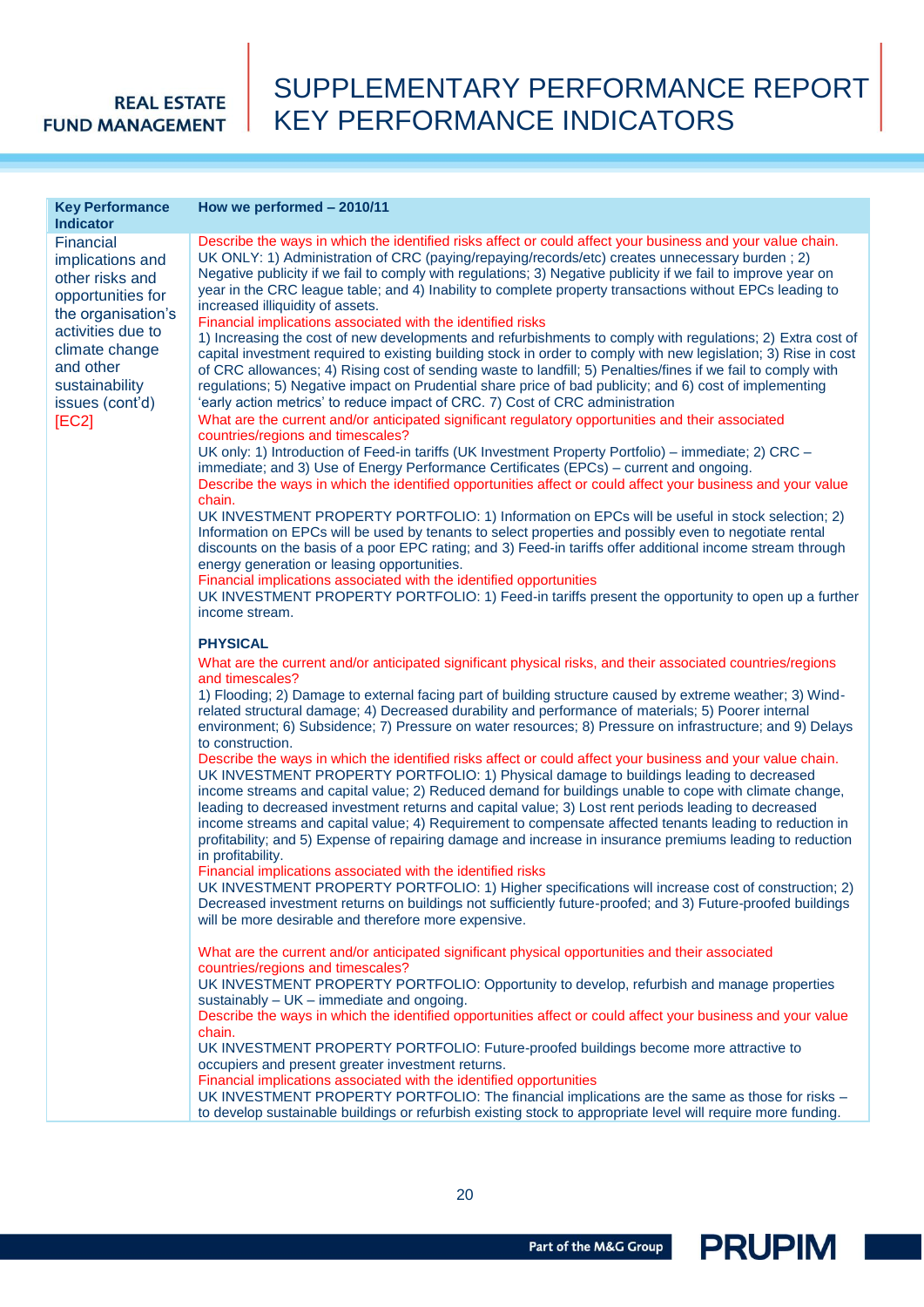# SUPPLEMENTARY PERFORMANCE REPORT KEY PERFORMANCE INDICATORS

| Key Performance Indicator | How we performed – 2010/11 |
| --- | --- |
| Financial implications and other risks and opportunities for the organisation's activities due to climate change and other sustainability issues (cont'd) [EC2] | Describe the ways in which the identified risks affect or could affect your business and your value chain.<br>UK ONLY: 1) Administration of CRC (paying/repaying/records/etc) creates unnecessary burden ; 2) Negative publicity if we fail to comply with regulations; 3) Negative publicity if we fail to improve year on year in the CRC league table; and 4) Inability to complete property transactions without EPCs leading to increased illiquidity of assets.<br>Financial implications associated with the identified risks<br>1) Increasing the cost of new developments and refurbishments to comply with regulations; 2) Extra cost of capital investment required to existing building stock in order to comply with new legislation; 3) Rise in cost of CRC allowances; 4) Rising cost of sending waste to landfill; 5) Penalties/fines if we fail to comply with regulations; 5) Negative impact on Prudential share price of bad publicity; and 6) cost of implementing 'early action metrics' to reduce impact of CRC. 7) Cost of CRC administration<br>What are the current and/or anticipated significant regulatory opportunities and their associated countries/regions and timescales?<br>UK only: 1) Introduction of Feed-in tariffs (UK Investment Property Portfolio) – immediate; 2) CRC – immediate; and 3) Use of Energy Performance Certificates (EPCs) – current and ongoing.<br>Describe the ways in which the identified opportunities affect or could affect your business and your value chain.<br>UK INVESTMENT PROPERTY PORTFOLIO: 1) Information on EPCs will be useful in stock selection; 2) Information on EPCs will be used by tenants to select properties and possibly even to negotiate rental discounts on the basis of a poor EPC rating; and 3) Feed-in tariffs offer additional income stream through energy generation or leasing opportunities.<br>Financial implications associated with the identified opportunities<br>UK INVESTMENT PROPERTY PORTFOLIO: 1) Feed-in tariffs present the opportunity to open up a further income stream.<br><br>**PHYSICAL**<br>What are the current and/or anticipated significant physical risks, and their associated countries/regions and timescales?<br>1) Flooding; 2) Damage to external facing part of building structure caused by extreme weather; 3) Wind-related structural damage; 4) Decreased durability and performance of materials; 5) Poorer internal environment; 6) Subsidence; 7) Pressure on water resources; 8) Pressure on infrastructure; and 9) Delays to construction.<br>Describe the ways in which the identified risks affect or could affect your business and your value chain.<br>UK INVESTMENT PROPERTY PORTFOLIO: 1) Physical damage to buildings leading to decreased income streams and capital value; 2) Reduced demand for buildings unable to cope with climate change, leading to decreased investment returns and capital value; 3) Lost rent periods leading to decreased income streams and capital value; 4) Requirement to compensate affected tenants leading to reduction in profitability; and 5) Expense of repairing damage and increase in insurance premiums leading to reduction in profitability.<br>Financial implications associated with the identified risks<br>UK INVESTMENT PROPERTY PORTFOLIO: 1) Higher specifications will increase cost of construction; 2) Decreased investment returns on buildings not sufficiently future-proofed; and 3) Future-proofed buildings will be more desirable and therefore more expensive.<br><br>What are the current and/or anticipated significant physical opportunities and their associated countries/regions and timescales?<br>UK INVESTMENT PROPERTY PORTFOLIO: Opportunity to develop, refurbish and manage properties sustainably – UK – immediate and ongoing.<br>Describe the ways in which the identified opportunities affect or could affect your business and your value chain.<br>UK INVESTMENT PROPERTY PORTFOLIO: Future-proofed buildings become more attractive to occupiers and present greater investment returns.<br>Financial implications associated with the identified opportunities<br>UK INVESTMENT PROPERTY PORTFOLIO: The financial implications are the same as those for risks – to develop sustainable buildings or refurbish existing stock to appropriate level will require more funding. |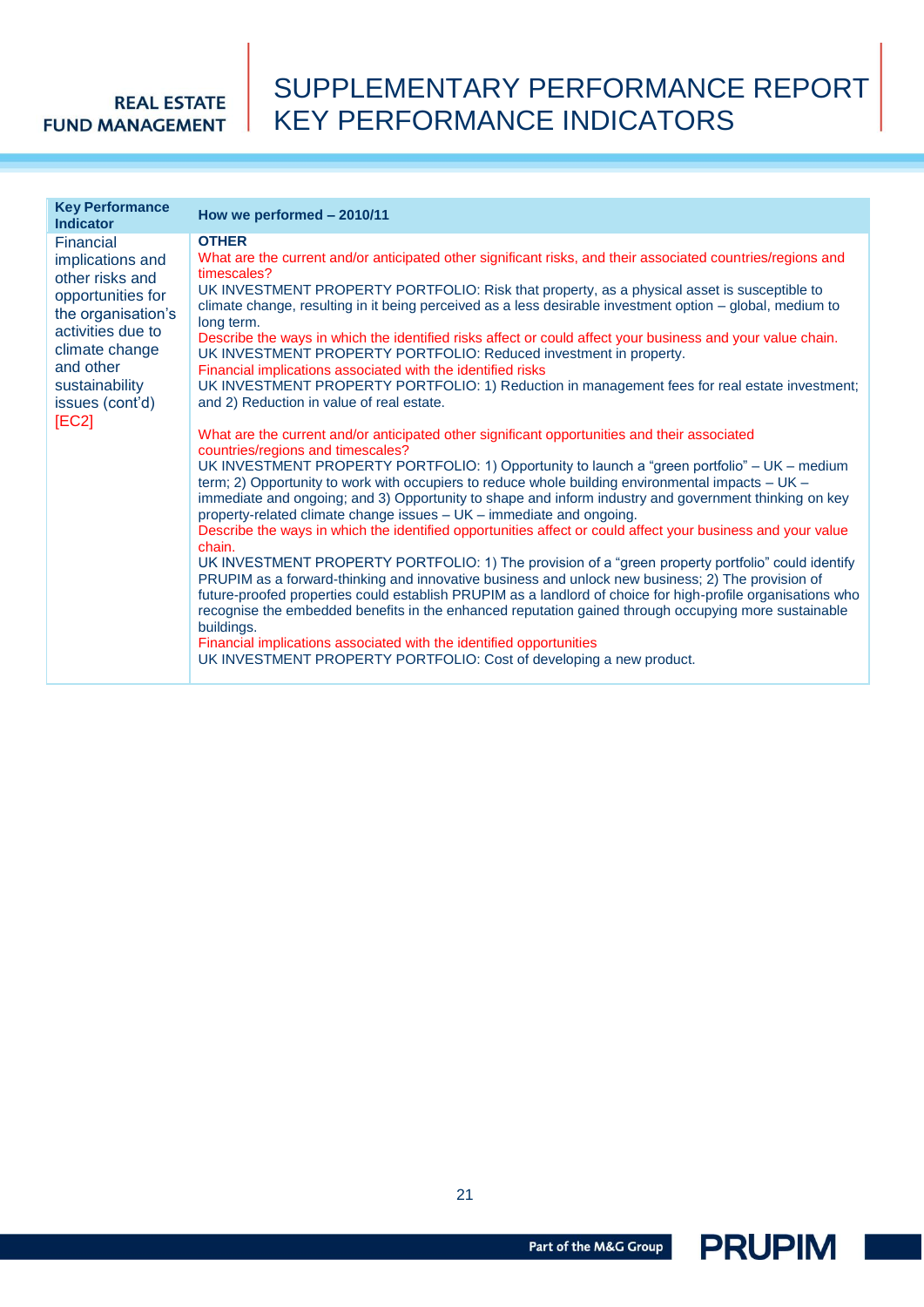# SUPPLEMENTARY PERFORMANCE REPORT KEY PERFORMANCE INDICATORS

| Key Performance Indicator | How we performed – 2010/11 |
|---|---|
| Financial implications and other risks and opportunities for the organisation's activities due to climate change and other sustainability issues (cont'd) [EC2] | **OTHER**<br>What are the current and/or anticipated other significant risks, and their associated countries/regions and timescales?<br>UK INVESTMENT PROPERTY PORTFOLIO: Risk that property, as a physical asset is susceptible to climate change, resulting in it being perceived as a less desirable investment option – global, medium to long term.<br>Describe the ways in which the identified risks affect or could affect your business and your value chain.<br>UK INVESTMENT PROPERTY PORTFOLIO: Reduced investment in property.<br>Financial implications associated with the identified risks<br>UK INVESTMENT PROPERTY PORTFOLIO: 1) Reduction in management fees for real estate investment; and 2) Reduction in value of real estate.<br><br>What are the current and/or anticipated other significant opportunities and their associated countries/regions and timescales?<br>UK INVESTMENT PROPERTY PORTFOLIO: 1) Opportunity to launch a "green portfolio" – UK – medium term; 2) Opportunity to work with occupiers to reduce whole building environmental impacts – UK – immediate and ongoing; and 3) Opportunity to shape and inform industry and government thinking on key property-related climate change issues – UK – immediate and ongoing.<br>Describe the ways in which the identified opportunities affect or could affect your business and your value chain.<br>UK INVESTMENT PROPERTY PORTFOLIO: 1) The provision of a "green property portfolio" could identify PRUPIM as a forward-thinking and innovative business and unlock new business; 2) The provision of future-proofed properties could establish PRUPIM as a landlord of choice for high-profile organisations who recognise the embedded benefits in the enhanced reputation gained through occupying more sustainable buildings.<br>Financial implications associated with the identified opportunities<br>UK INVESTMENT PROPERTY PORTFOLIO: Cost of developing a new product. |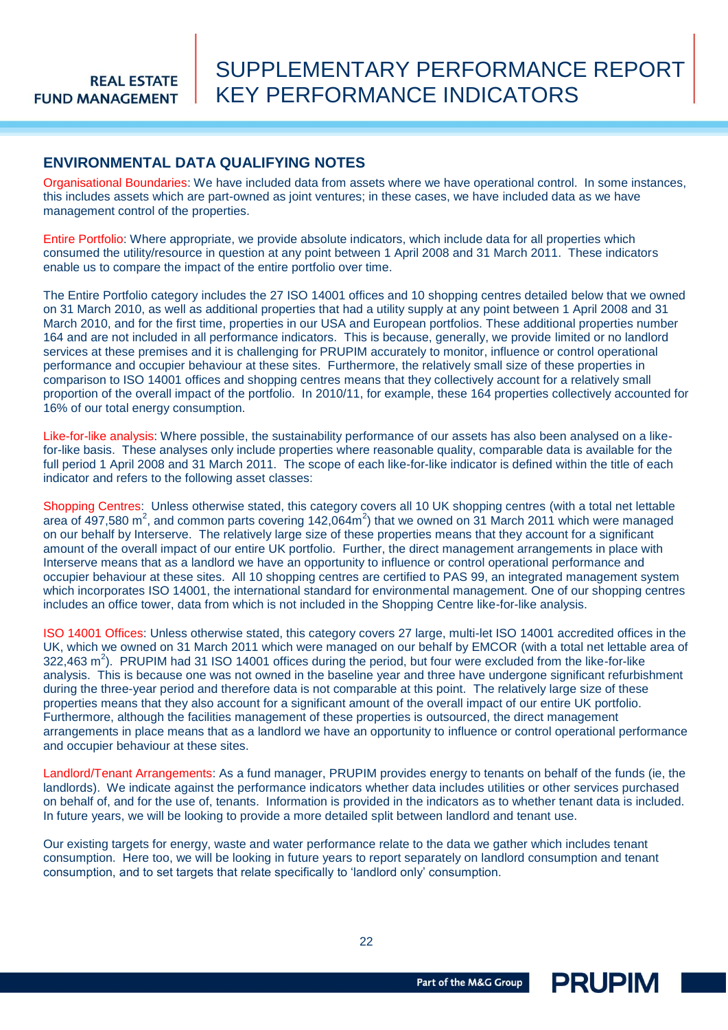## ENVIRONMENTAL DATA QUALIFYING NOTES

Organisational Boundaries: We have included data from assets where we have operational control. In some instances, this includes assets which are part-owned as joint ventures; in these cases, we have included data as we have management control of the properties.

Entire Portfolio: Where appropriate, we provide absolute indicators, which include data for all properties which consumed the utility/resource in question at any point between 1 April 2008 and 31 March 2011. These indicators enable us to compare the impact of the entire portfolio over time.

The Entire Portfolio category includes the 27 ISO 14001 offices and 10 shopping centres detailed below that we owned on 31 March 2010, as well as additional properties that had a utility supply at any point between 1 April 2008 and 31 March 2010, and for the first time, properties in our USA and European portfolios. These additional properties number 164 and are not included in all performance indicators. This is because, generally, we provide limited or no landlord services at these premises and it is challenging for PRUPIM accurately to monitor, influence or control operational performance and occupier behaviour at these sites. Furthermore, the relatively small size of these properties in comparison to ISO 14001 offices and shopping centres means that they collectively account for a relatively small proportion of the overall impact of the portfolio. In 2010/11, for example, these 164 properties collectively accounted for 16% of our total energy consumption.

Like-for-like analysis: Where possible, the sustainability performance of our assets has also been analysed on a like-for-like basis. These analyses only include properties where reasonable quality, comparable data is available for the full period 1 April 2008 and 31 March 2011. The scope of each like-for-like indicator is defined within the title of each indicator and refers to the following asset classes:

Shopping Centres: Unless otherwise stated, this category covers all 10 UK shopping centres (with a total net lettable area of 497,580 $m^2$, and common parts covering 142,064$m^2$) that we owned on 31 March 2011 which were managed on our behalf by Interserve. The relatively large size of these properties means that they account for a significant amount of the overall impact of our entire UK portfolio. Further, the direct management arrangements in place with Interserve means that as a landlord we have an opportunity to influence or control operational performance and occupier behaviour at these sites. All 10 shopping centres are certified to PAS 99, an integrated management system which incorporates ISO 14001, the international standard for environmental management. One of our shopping centres includes an office tower, data from which is not included in the Shopping Centre like-for-like analysis.

ISO 14001 Offices: Unless otherwise stated, this category covers 27 large, multi-let ISO 14001 accredited offices in the UK, which we owned on 31 March 2011 which were managed on our behalf by EMCOR (with a total net lettable area of 322,463 $m^2$). PRUPIM had 31 ISO 14001 offices during the period, but four were excluded from the like-for-like analysis. This is because one was not owned in the baseline year and three have undergone significant refurbishment during the three-year period and therefore data is not comparable at this point. The relatively large size of these properties means that they also account for a significant amount of the overall impact of our entire UK portfolio. Furthermore, although the facilities management of these properties is outsourced, the direct management arrangements in place means that as a landlord we have an opportunity to influence or control operational performance and occupier behaviour at these sites.

Landlord/Tenant Arrangements: As a fund manager, PRUPIM provides energy to tenants on behalf of the funds (ie, the landlords). We indicate against the performance indicators whether data includes utilities or other services purchased on behalf of, and for the use of, tenants. Information is provided in the indicators as to whether tenant data is included. In future years, we will be looking to provide a more detailed split between landlord and tenant use.

Our existing targets for energy, waste and water performance relate to the data we gather which includes tenant consumption. Here too, we will be looking in future years to report separately on landlord consumption and tenant consumption, and to set targets that relate specifically to 'landlord only' consumption.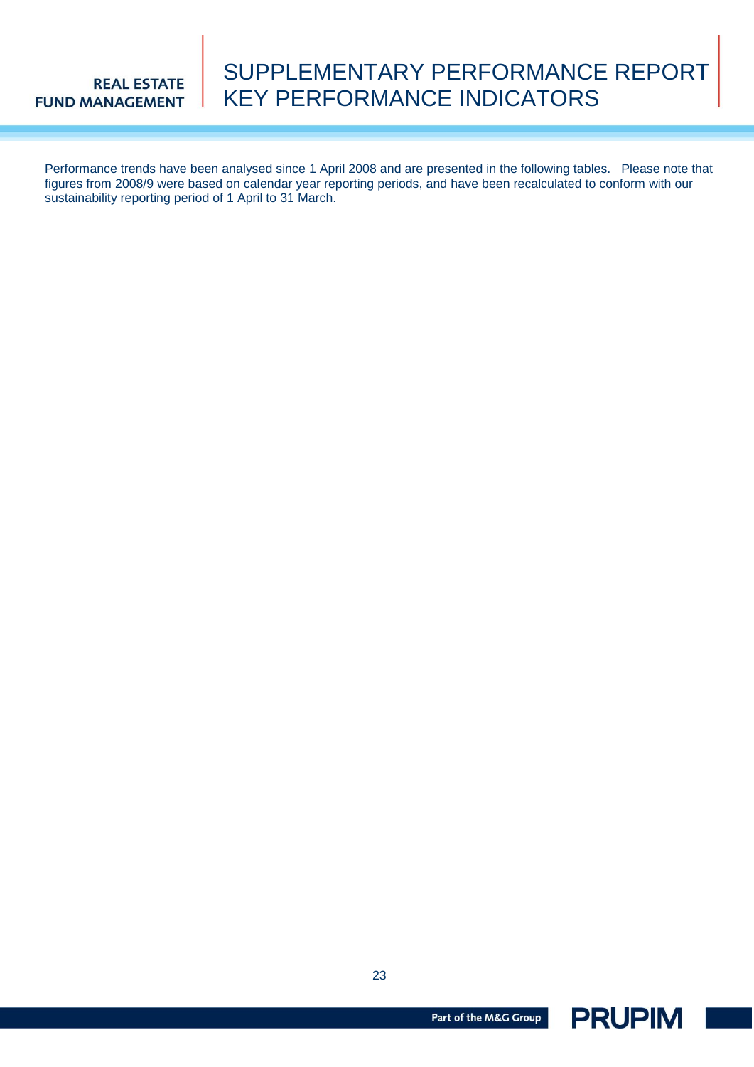# SUPPLEMENTARY PERFORMANCE REPORT
# KEY PERFORMANCE INDICATORS

Performance trends have been analysed since 1 April 2008 and are presented in the following tables. Please note that figures from 2008/9 were based on calendar year reporting periods, and have been recalculated to conform with our sustainability reporting period of 1 April to 31 March.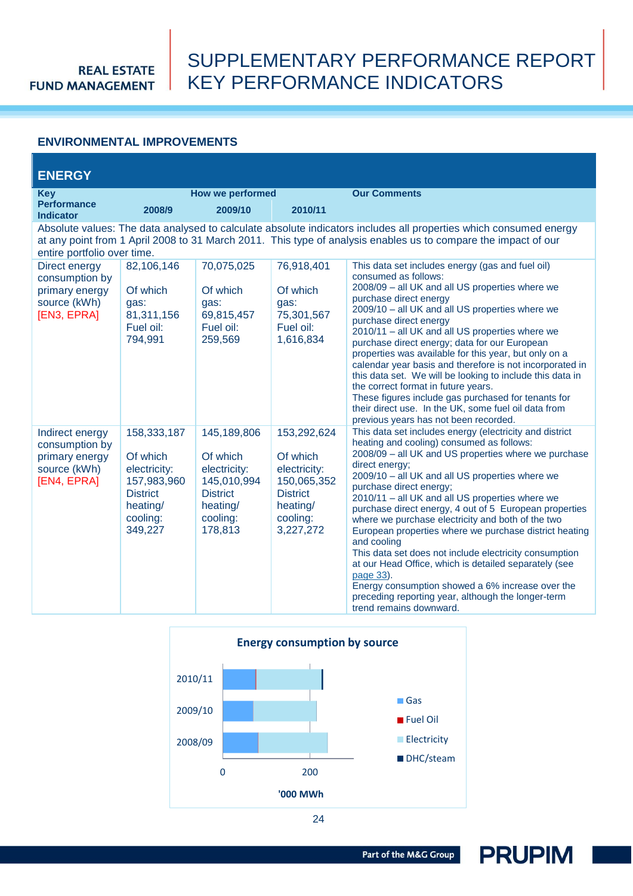## ENVIRONMENTAL IMPROVEMENTS

### ENERGY

| Key Performance Indicator | How we performed 2008/9 | 2009/10 | 2010/11 | Our Comments |
|---|---|---|---|---|
| Absolute values: The data analysed to calculate absolute indicators includes all properties which consumed energy at any point from 1 April 2008 to 31 March 2011. This type of analysis enables us to compare the impact of our entire portfolio over time. | | | | |
| Direct energy consumption by primary energy source (kWh) [EN3, EPRA] | 82,106,146<br><br>Of which gas: 81,311,156<br>Fuel oil: 794,991 | 70,075,025<br><br>Of which gas: 69,815,457<br>Fuel oil: 259,569 | 76,918,401<br><br>Of which gas: 75,301,567<br>Fuel oil: 1,616,834 | This data set includes energy (gas and fuel oil) consumed as follows:<br>2008/09 – all UK and all US properties where we purchase direct energy<br>2009/10 – all UK and all US properties where we purchase direct energy<br>2010/11 – all UK and all US properties where we purchase direct energy; data for our European properties was available for this year, but only on a calendar year basis and therefore is not incorporated in this data set. We will be looking to include this data in the correct format in future years.<br>These figures include gas purchased for tenants for their direct use. In the UK, some fuel oil data from previous years has not been recorded. |
| Indirect energy consumption by primary energy source (kWh) [EN4, EPRA] | 158,333,187<br><br>Of which electricity: 157,983,960<br>District heating/ cooling: 349,227 | 145,189,806<br><br>Of which electricity: 145,010,994<br>District heating/ cooling: 178,813 | 153,292,624<br><br>Of which electricity: 150,065,352<br>District heating/ cooling: 3,227,272 | This data set includes energy (electricity and district heating and cooling) consumed as follows:<br>2008/09 – all UK and US properties where we purchase direct energy;<br>2009/10 – all UK and all US properties where we purchase direct energy;<br>2010/11 – all UK and all US properties where we purchase direct energy, 4 out of 5 European properties where we purchase electricity and both of the two European properties where we purchase district heating and cooling<br>This data set does not include electricity consumption at our Head Office, which is detailed separately (see page 33).<br>Energy consumption showed a 6% increase over the preceding reporting year, although the longer-term trend remains downward. |

**Energy consumption by source**

| | Gas | Fuel Oil | Electricity | DHC/steam |
|---|---|---|---|---|
| 2010/11 | | | | |
| 2009/10 | | | | |
| 2008/09 | | | | |

'000 MWh (axis: 0, 200)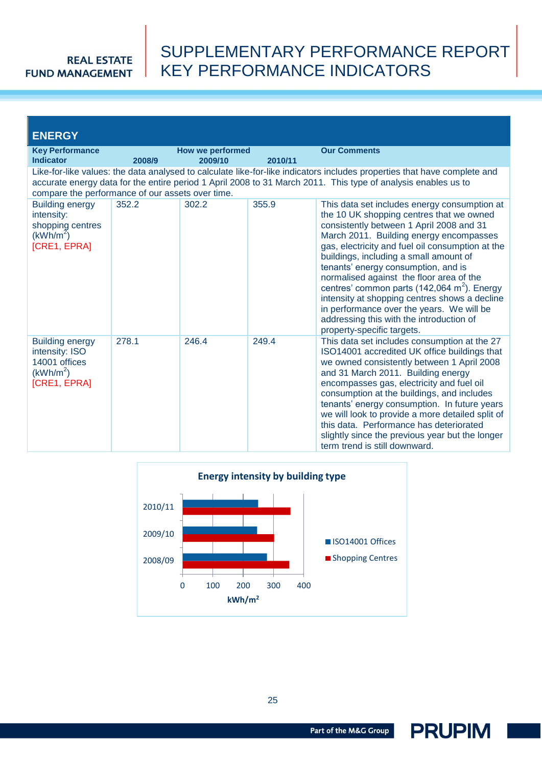# SUPPLEMENTARY PERFORMANCE REPORT KEY PERFORMANCE INDICATORS

## ENERGY

| Key Performance Indicator | How we performed 2008/9 | 2009/10 | 2010/11 | Our Comments |
|---|---|---|---|---|
| Like-for-like values: the data analysed to calculate like-for-like indicators includes properties that have complete and accurate energy data for the entire period 1 April 2008 to 31 March 2011. This type of analysis enables us to compare the performance of our assets over time. | | | | |
| Building energy intensity: shopping centres (kWh/m$^2$) [CRE1, EPRA] | 352.2 | 302.2 | 355.9 | This data set includes energy consumption at the 10 UK shopping centres that we owned consistently between 1 April 2008 and 31 March 2011. Building energy encompasses gas, electricity and fuel oil consumption at the buildings, including a small amount of tenants' energy consumption, and is normalised against the floor area of the centres' common parts (142,064 m$^2$). Energy intensity at shopping centres shows a decline in performance over the years. We will be addressing this with the introduction of property-specific targets. |
| Building energy intensity: ISO 14001 offices (kWh/m$^2$) [CRE1, EPRA] | 278.1 | 246.4 | 249.4 | This data set includes consumption at the 27 ISO14001 accredited UK office buildings that we owned consistently between 1 April 2008 and 31 March 2011. Building energy encompasses gas, electricity and fuel oil consumption at the buildings, and includes tenants' energy consumption. In future years we will look to provide a more detailed split of this data. Performance has deteriorated slightly since the previous year but the longer term trend is still downward. |

**Energy intensity by building type**

| | ISO14001 Offices | Shopping Centres |
|---|---|---|
| 2010/11 | 249.4 | 355.9 |
| 2009/10 | 246.4 | 302.2 |
| 2008/09 | 278.1 | 352.2 |

kWh/m$^2$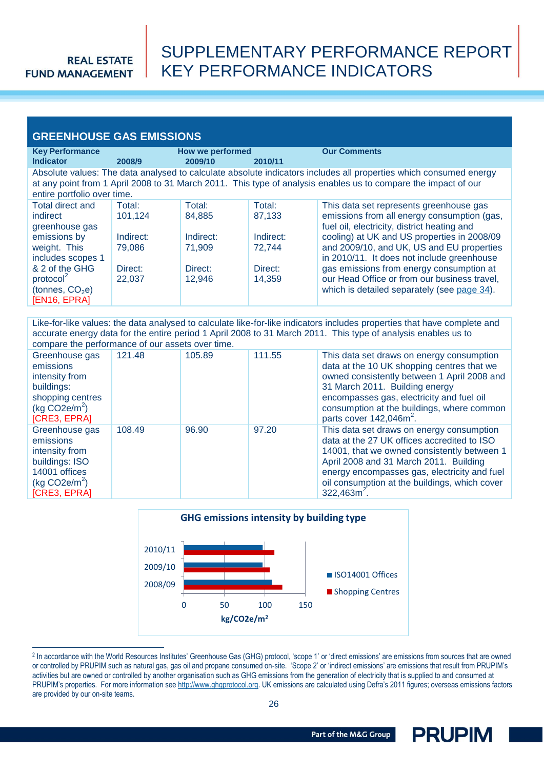## GREENHOUSE GAS EMISSIONS

| Key Performance Indicator | How we performed 2008/9 | 2009/10 | 2010/11 | Our Comments |
|---|---|---|---|---|
| Absolute values: The data analysed to calculate absolute indicators includes all properties which consumed energy at any point from 1 April 2008 to 31 March 2011. This type of analysis enables us to compare the impact of our entire portfolio over time. | | | | |
| Total direct and indirect greenhouse gas emissions by weight. This includes scopes 1 & 2 of the GHG protocol[2] (tonnes, $CO_2e$) [EN16, EPRA] | Total: 101,124<br>Indirect: 79,086<br>Direct: 22,037 | Total: 84,885<br>Indirect: 71,909<br>Direct: 12,946 | Total: 87,133<br>Indirect: 72,744<br>Direct: 14,359 | This data set represents greenhouse gas emissions from all energy consumption (gas, fuel oil, electricity, district heating and cooling) at UK and US properties in 2008/09 and 2009/10, and UK, US and EU properties in 2010/11. It does not include greenhouse gas emissions from energy consumption at our Head Office or from our business travel, which is detailed separately (see page 34). |
| Like-for-like values: the data analysed to calculate like-for-like indicators includes properties that have complete and accurate energy data for the entire period 1 April 2008 to 31 March 2011. This type of analysis enables us to compare the performance of our assets over time. | | | | |
| Greenhouse gas emissions intensity from buildings: shopping centres (kg $CO2e/m^2$) [CRE3, EPRA] | 121.48 | 105.89 | 111.55 | This data set draws on energy consumption data at the 10 UK shopping centres that we owned consistently between 1 April 2008 and 31 March 2011. Building energy encompasses gas, electricity and fuel oil consumption at the buildings, where common parts cover 142,046$m^2$. |
| Greenhouse gas emissions intensity from buildings: ISO 14001 offices (kg $CO2e/m^2$) [CRE3, EPRA] | 108.49 | 96.90 | 97.20 | This data set draws on energy consumption data at the 27 UK offices accredited to ISO 14001, that we owned consistently between 1 April 2008 and 31 March 2011. Building energy encompasses gas, electricity and fuel oil consumption at the buildings, which cover 322,463$m^2$. |

**GHG emissions intensity by building type**

| Year | ISO14001 Offices | Shopping Centres |
|---|---|---|
| 2010/11 | 97.20 | 111.55 |
| 2009/10 | 96.90 | 105.89 |
| 2008/09 | 108.49 | 121.48 |

kg/$CO2e/m^2$

[2] In accordance with the World Resources Institutes' Greenhouse Gas (GHG) protocol, 'scope 1' or 'direct emissions' are emissions from sources that are owned or controlled by PRUPIM such as natural gas, gas oil and propane consumed on-site. 'Scope 2' or 'indirect emissions' are emissions that result from PRUPIM's activities but are owned or controlled by another organisation such as GHG emissions from the generation of electricity that is supplied to and consumed at PRUPIM's properties. For more information see http://www.ghgprotocol.org. UK emissions are calculated using Defra's 2011 figures; overseas emissions factors are provided by our on-site teams.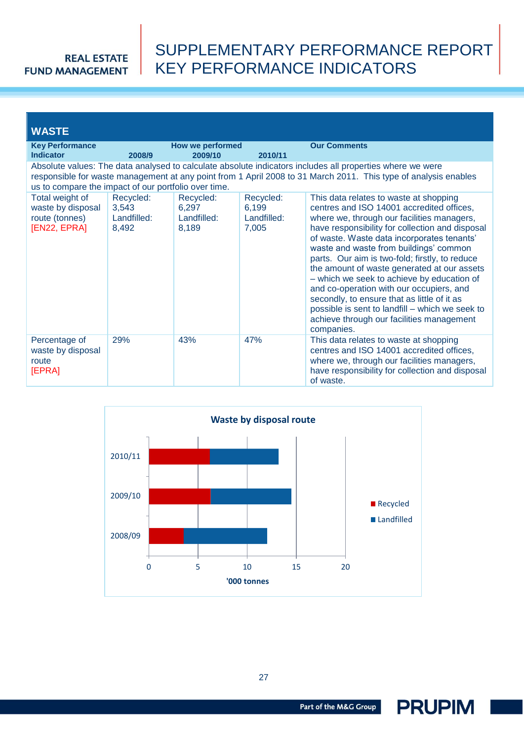## WASTE

| Key Performance Indicator | How we performed 2008/9 | 2009/10 | 2010/11 | Our Comments |
|---|---|---|---|---|
| Absolute values: The data analysed to calculate absolute indicators includes all properties where we were responsible for waste management at any point from 1 April 2008 to 31 March 2011. This type of analysis enables us to compare the impact of our portfolio over time. | | | | |
| Total weight of waste by disposal route (tonnes) [EN22, EPRA] | Recycled: 3,543 Landfilled: 8,492 | Recycled: 6,297 Landfilled: 8,189 | Recycled: 6,199 Landfilled: 7,005 | This data relates to waste at shopping centres and ISO 14001 accredited offices, where we, through our facilities managers, have responsibility for collection and disposal of waste. Waste data incorporates tenants' waste and waste from buildings' common parts. Our aim is two-fold; firstly, to reduce the amount of waste generated at our assets – which we seek to achieve by education of and co-operation with our occupiers, and secondly, to ensure that as little of it as possible is sent to landfill – which we seek to achieve through our facilities management companies. |
| Percentage of waste by disposal route [EPRA] | 29% | 43% | 47% | This data relates to waste at shopping centres and ISO 14001 accredited offices, where we, through our facilities managers, have responsibility for collection and disposal of waste. |

**Waste by disposal route**

| | Recycled ('000 tonnes) | Landfilled ('000 tonnes) |
|---|---|---|
| 2010/11 | 6.2 | 7.0 |
| 2009/10 | 6.3 | 8.2 |
| 2008/09 | 3.5 | 8.5 |

'000 tonnes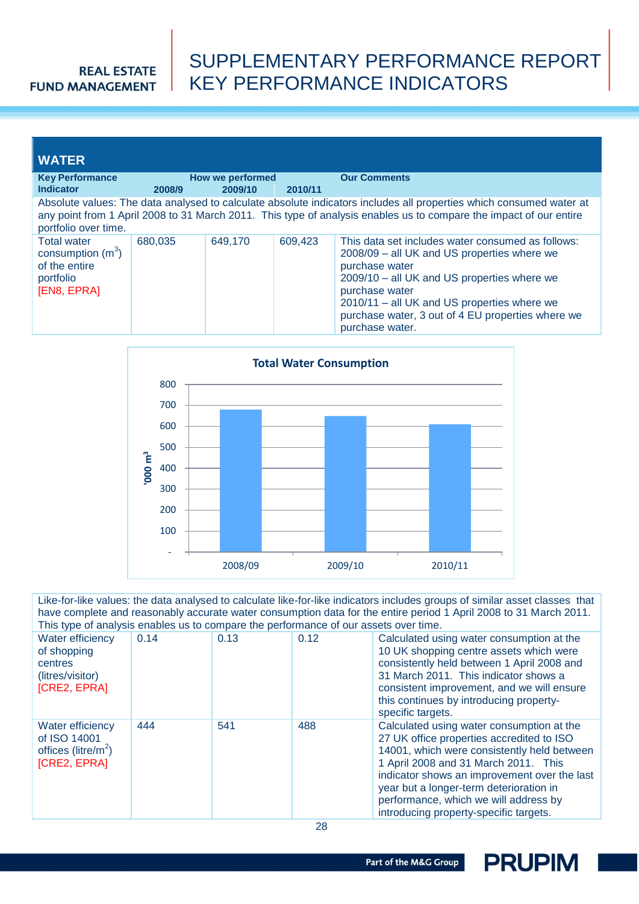## WATER

| Key Performance Indicator | How we performed 2008/9 | 2009/10 | 2010/11 | Our Comments |
|---|---|---|---|---|
| Absolute values: The data analysed to calculate absolute indicators includes all properties which consumed water at any point from 1 April 2008 to 31 March 2011. This type of analysis enables us to compare the impact of our entire portfolio over time. | | | | |
| Total water consumption ($m^3$) of the entire portfolio [EN8, EPRA] | 680,035 | 649,170 | 609,423 | This data set includes water consumed as follows: 2008/09 – all UK and US properties where we purchase water 2009/10 – all UK and US properties where we purchase water 2010/11 – all UK and US properties where we purchase water, 3 out of 4 EU properties where we purchase water. |

**Total Water Consumption**

| | 2008/09 | 2009/10 | 2010/11 |
|---|---|---|---|
| '000 $m^3$ | 680 | 649 | 609 |

| Key Performance Indicator | 2008/9 | 2009/10 | 2010/11 | Our Comments |
|---|---|---|---|---|
| Like-for-like values: the data analysed to calculate like-for-like indicators includes groups of similar asset classes that have complete and reasonably accurate water consumption data for the entire period 1 April 2008 to 31 March 2011. This type of analysis enables us to compare the performance of our assets over time. | | | | |
| Water efficiency of shopping centres (litres/visitor) [CRE2, EPRA] | 0.14 | 0.13 | 0.12 | Calculated using water consumption at the 10 UK shopping centre assets which were consistently held between 1 April 2008 and 31 March 2011. This indicator shows a consistent improvement, and we will ensure this continues by introducing property-specific targets. |
| Water efficiency of ISO 14001 offices (litre/$m^2$) [CRE2, EPRA] | 444 | 541 | 488 | Calculated using water consumption at the 27 UK office properties accredited to ISO 14001, which were consistently held between 1 April 2008 and 31 March 2011. This indicator shows an improvement over the last year but a longer-term deterioration in performance, which we will address by introducing property-specific targets. |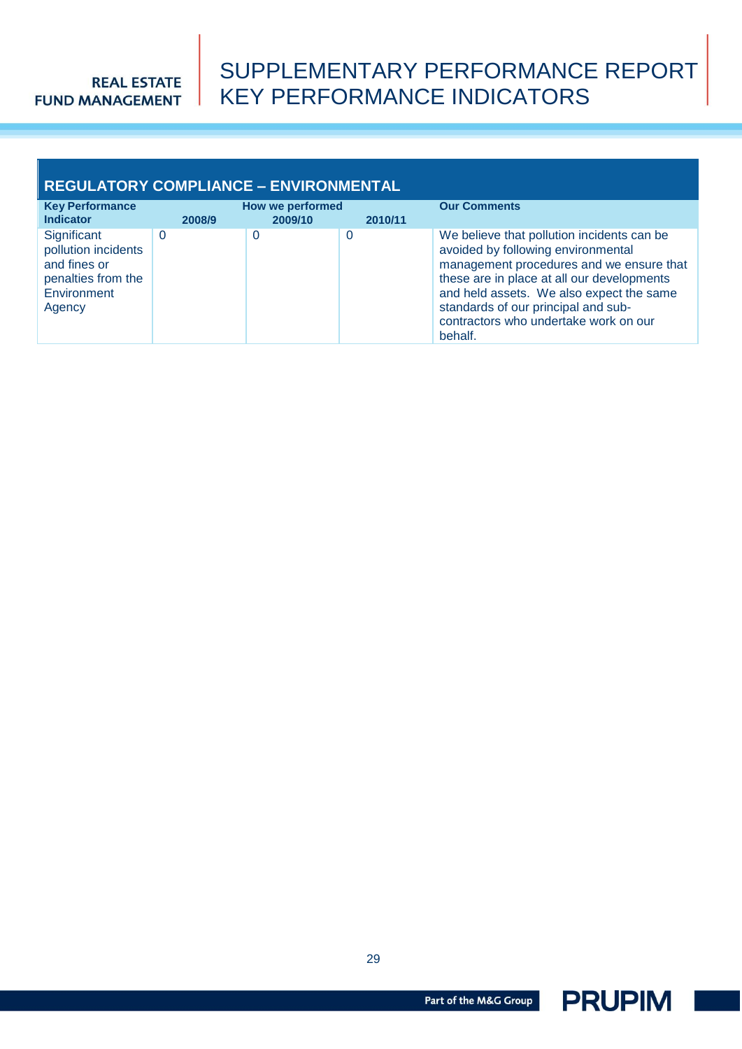## REGULATORY COMPLIANCE – ENVIRONMENTAL

| Key Performance Indicator | How we performed | | | Our Comments |
|---|---|---|---|---|
| | 2008/9 | 2009/10 | 2010/11 | |
| Significant pollution incidents and fines or penalties from the Environment Agency | 0 | 0 | 0 | We believe that pollution incidents can be avoided by following environmental management procedures and we ensure that these are in place at all our developments and held assets. We also expect the same standards of our principal and sub-contractors who undertake work on our behalf. |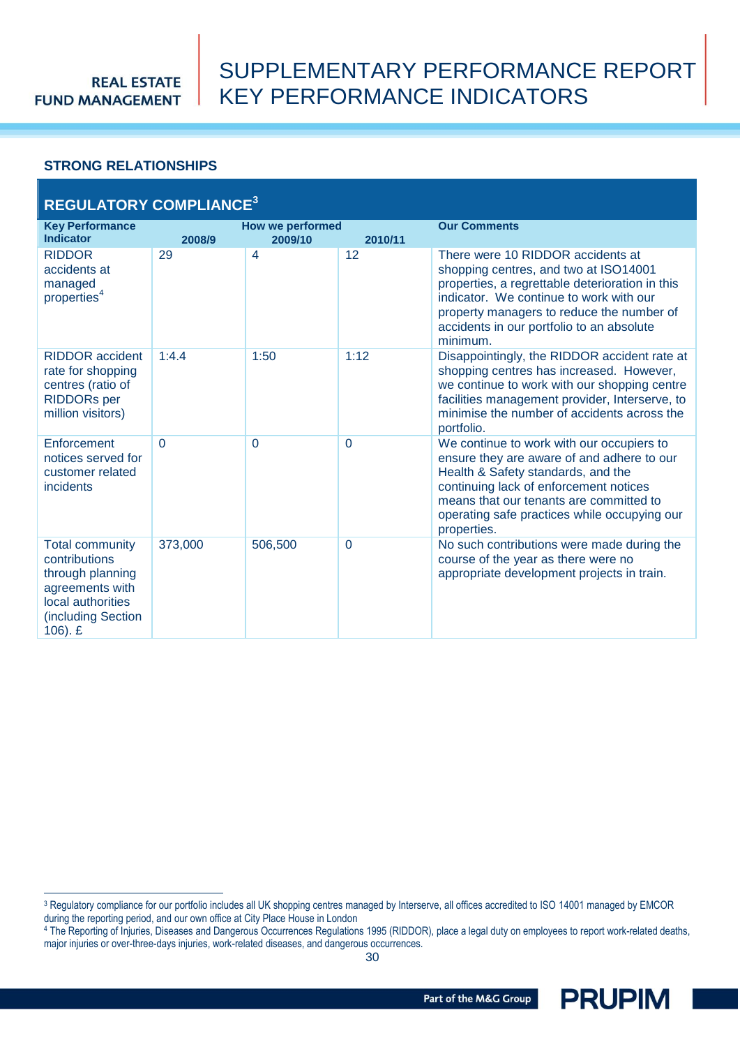## STRONG RELATIONSHIPS

### REGULATORY COMPLIANCE[3]

| Key Performance Indicator | How we performed 2008/9 | 2009/10 | 2010/11 | Our Comments |
|---|---|---|---|---|
| RIDDOR accidents at managed properties[4] | 29 | 4 | 12 | There were 10 RIDDOR accidents at shopping centres, and two at ISO14001 properties, a regrettable deterioration in this indicator. We continue to work with our property managers to reduce the number of accidents in our portfolio to an absolute minimum. |
| RIDDOR accident rate for shopping centres (ratio of RIDDORs per million visitors) | 1:4.4 | 1:50 | 1:12 | Disappointingly, the RIDDOR accident rate at shopping centres has increased. However, we continue to work with our shopping centre facilities management provider, Interserve, to minimise the number of accidents across the portfolio. |
| Enforcement notices served for customer related incidents | 0 | 0 | 0 | We continue to work with our occupiers to ensure they are aware of and adhere to our Health & Safety standards, and the continuing lack of enforcement notices means that our tenants are committed to operating safe practices while occupying our properties. |
| Total community contributions through planning agreements with local authorities (including Section 106). £ | 373,000 | 506,500 | 0 | No such contributions were made during the course of the year as there were no appropriate development projects in train. |

[3] Regulatory compliance for our portfolio includes all UK shopping centres managed by Interserve, all offices accredited to ISO 14001 managed by EMCOR during the reporting period, and our own office at City Place House in London

[4] The Reporting of Injuries, Diseases and Dangerous Occurrences Regulations 1995 (RIDDOR), place a legal duty on employees to report work-related deaths, major injuries or over-three-days injuries, work-related diseases, and dangerous occurrences.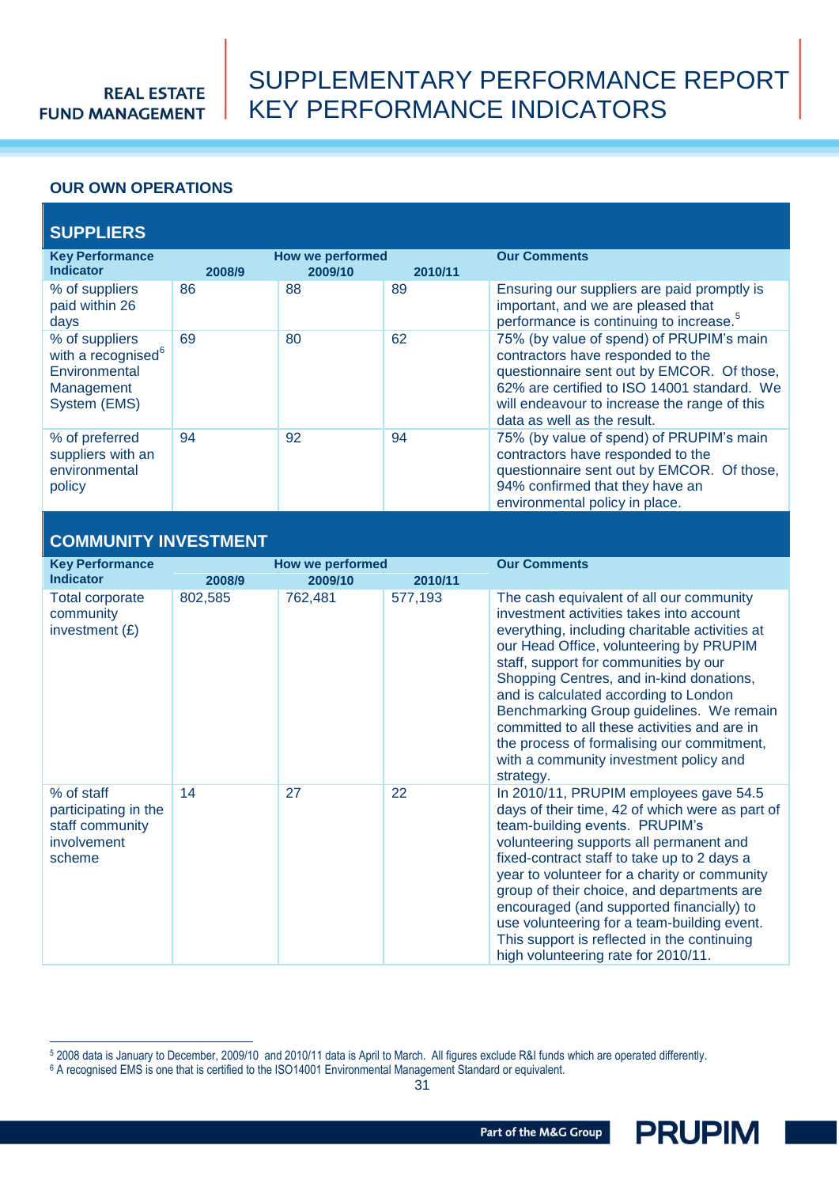# SUPPLEMENTARY PERFORMANCE REPORT KEY PERFORMANCE INDICATORS

## OUR OWN OPERATIONS

### SUPPLIERS

| Key Performance Indicator | How we performed | | | Our Comments |
|---|---|---|---|---|
| | 2008/9 | 2009/10 | 2010/11 | |
| % of suppliers paid within 26 days | 86 | 88 | 89 | Ensuring our suppliers are paid promptly is important, and we are pleased that performance is continuing to increase.[5] |
| % of suppliers with a recognised[6] Environmental Management System (EMS) | 69 | 80 | 62 | 75% (by value of spend) of PRUPIM's main contractors have responded to the questionnaire sent out by EMCOR. Of those, 62% are certified to ISO 14001 standard. We will endeavour to increase the range of this data as well as the result. |
| % of preferred suppliers with an environmental policy | 94 | 92 | 94 | 75% (by value of spend) of PRUPIM's main contractors have responded to the questionnaire sent out by EMCOR. Of those, 94% confirmed that they have an environmental policy in place. |

### COMMUNITY INVESTMENT

| Key Performance Indicator | How we performed | | | Our Comments |
|---|---|---|---|---|
| | 2008/9 | 2009/10 | 2010/11 | |
| Total corporate community investment (£) | 802,585 | 762,481 | 577,193 | The cash equivalent of all our community investment activities takes into account everything, including charitable activities at our Head Office, volunteering by PRUPIM staff, support for communities by our Shopping Centres, and in-kind donations, and is calculated according to London Benchmarking Group guidelines. We remain committed to all these activities and are in the process of formalising our commitment, with a community investment policy and strategy. |
| % of staff participating in the staff community involvement scheme | 14 | 27 | 22 | In 2010/11, PRUPIM employees gave 54.5 days of their time, 42 of which were as part of team-building events. PRUPIM's volunteering supports all permanent and fixed-contract staff to take up to 2 days a year to volunteer for a charity or community group of their choice, and departments are encouraged (and supported financially) to use volunteering for a team-building event. This support is reflected in the continuing high volunteering rate for 2010/11. |

[5] 2008 data is January to December, 2009/10 and 2010/11 data is April to March. All figures exclude R&I funds which are operated differently.

[6] A recognised EMS is one that is certified to the ISO14001 Environmental Management Standard or equivalent.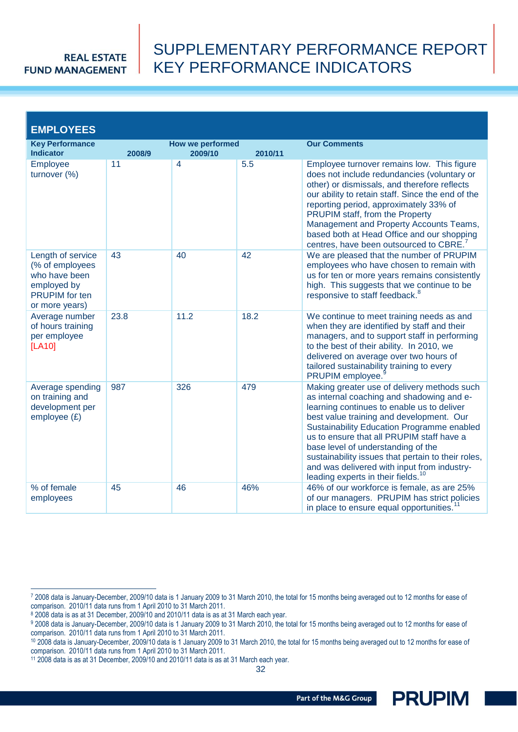# SUPPLEMENTARY PERFORMANCE REPORT KEY PERFORMANCE INDICATORS

## EMPLOYEES

| Key Performance Indicator | How we performed 2008/9 | 2009/10 | 2010/11 | Our Comments |
|---|---|---|---|---|
| Employee turnover (%) | 11 | 4 | 5.5 | Employee turnover remains low. This figure does not include redundancies (voluntary or other) or dismissals, and therefore reflects our ability to retain staff. Since the end of the reporting period, approximately 33% of PRUPIM staff, from the Property Management and Property Accounts Teams, based both at Head Office and our shopping centres, have been outsourced to CBRE.[7] |
| Length of service (% of employees who have been employed by PRUPIM for ten or more years) | 43 | 40 | 42 | We are pleased that the number of PRUPIM employees who have chosen to remain with us for ten or more years remains consistently high. This suggests that we continue to be responsive to staff feedback.[8] |
| Average number of hours training per employee [LA10] | 23.8 | 11.2 | 18.2 | We continue to meet training needs as and when they are identified by staff and their managers, and to support staff in performing to the best of their ability. In 2010, we delivered on average over two hours of tailored sustainability training to every PRUPIM employee.[9] |
| Average spending on training and development per employee (£) | 987 | 326 | 479 | Making greater use of delivery methods such as internal coaching and shadowing and e-learning continues to enable us to deliver best value training and development. Our Sustainability Education Programme enabled us to ensure that all PRUPIM staff have a base level of understanding of the sustainability issues that pertain to their roles, and was delivered with input from industry-leading experts in their fields.[10] |
| % of female employees | 45 | 46 | 46% | 46% of our workforce is female, as are 25% of our managers. PRUPIM has strict policies in place to ensure equal opportunities.[11] |

---

[7] 2008 data is January-December, 2009/10 data is 1 January 2009 to 31 March 2010, the total for 15 months being averaged out to 12 months for ease of comparison. 2010/11 data runs from 1 April 2010 to 31 March 2011.

[8] 2008 data is as at 31 December, 2009/10 and 2010/11 data is as at 31 March each year.

[9] 2008 data is January-December, 2009/10 data is 1 January 2009 to 31 March 2010, the total for 15 months being averaged out to 12 months for ease of comparison. 2010/11 data runs from 1 April 2010 to 31 March 2011.

[10] 2008 data is January-December, 2009/10 data is 1 January 2009 to 31 March 2010, the total for 15 months being averaged out to 12 months for ease of comparison. 2010/11 data runs from 1 April 2010 to 31 March 2011.

[11] 2008 data is as at 31 December, 2009/10 and 2010/11 data is as at 31 March each year.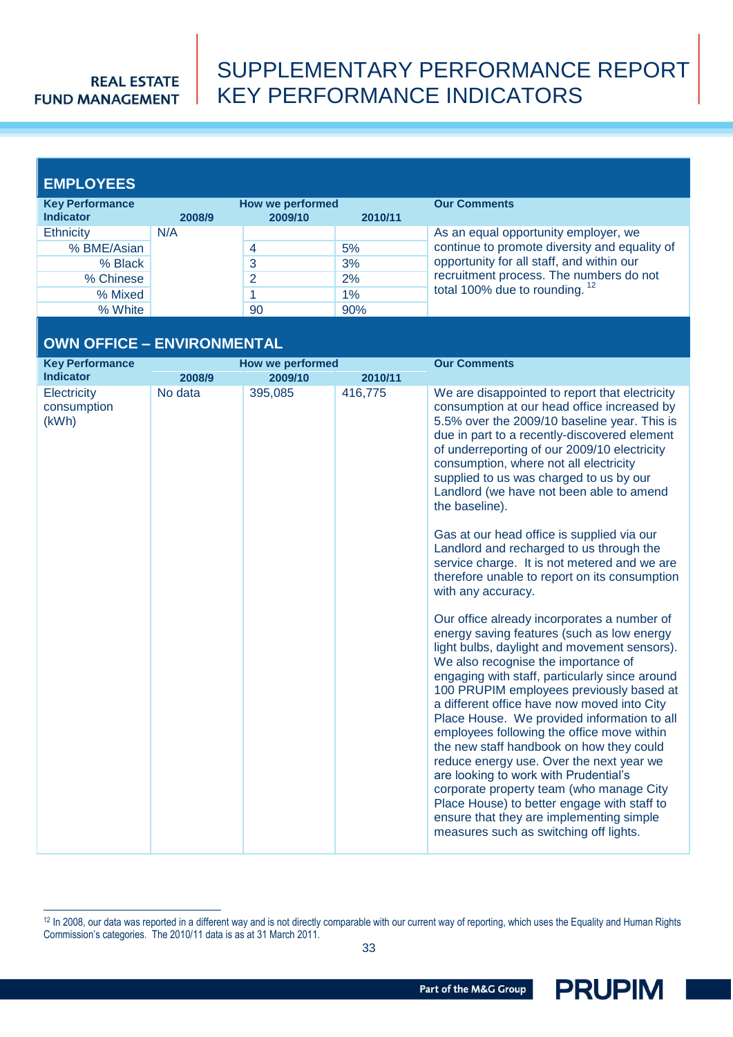## EMPLOYEES

| Key Performance Indicator | How we performed 2008/9 | 2009/10 | 2010/11 | Our Comments |
|---|---|---|---|---|
| Ethnicity | N/A | | | As an equal opportunity employer, we continue to promote diversity and equality of opportunity for all staff, and within our recruitment process. The numbers do not total 100% due to rounding. [12] |
| % BME/Asian | | 4 | 5% | |
| % Black | | 3 | 3% | |
| % Chinese | | 2 | 2% | |
| % Mixed | | 1 | 1% | |
| % White | | 90 | 90% | |

## OWN OFFICE – ENVIRONMENTAL

| Key Performance Indicator | How we performed 2008/9 | 2009/10 | 2010/11 | Our Comments |
|---|---|---|---|---|
| Electricity consumption (kWh) | No data | 395,085 | 416,775 | We are disappointed to report that electricity consumption at our head office increased by 5.5% over the 2009/10 baseline year. This is due in part to a recently-discovered element of underreporting of our 2009/10 electricity consumption, where not all electricity supplied to us was charged to us by our Landlord (we have not been able to amend the baseline).<br><br>Gas at our head office is supplied via our Landlord and recharged to us through the service charge. It is not metered and we are therefore unable to report on its consumption with any accuracy.<br><br>Our office already incorporates a number of energy saving features (such as low energy light bulbs, daylight and movement sensors). We also recognise the importance of engaging with staff, particularly since around 100 PRUPIM employees previously based at a different office have now moved into City Place House. We provided information to all employees following the office move within the new staff handbook on how they could reduce energy use. Over the next year we are looking to work with Prudential's corporate property team (who manage City Place House) to better engage with staff to ensure that they are implementing simple measures such as switching off lights. |

[12] In 2008, our data was reported in a different way and is not directly comparable with our current way of reporting, which uses the Equality and Human Rights Commission's categories. The 2010/11 data is as at 31 March 2011.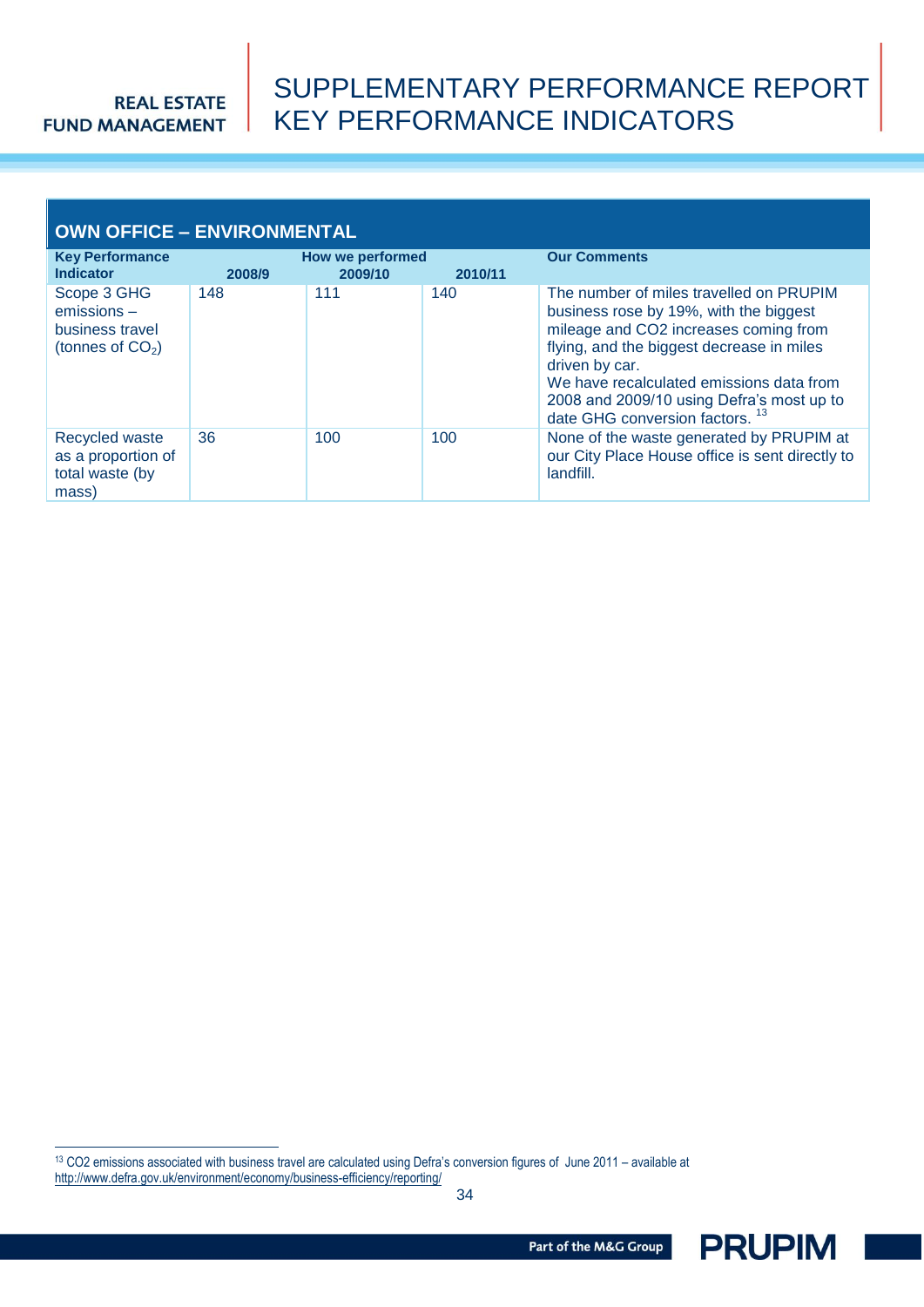## OWN OFFICE – ENVIRONMENTAL

| Key Performance Indicator | How we performed 2008/9 | 2009/10 | 2010/11 | Our Comments |
|---|---|---|---|---|
| Scope 3 GHG emissions – business travel (tonnes of $CO_2$) | 148 | 111 | 140 | The number of miles travelled on PRUPIM business rose by 19%, with the biggest mileage and CO2 increases coming from flying, and the biggest decrease in miles driven by car. We have recalculated emissions data from 2008 and 2009/10 using Defra's most up to date GHG conversion factors. [13] |
| Recycled waste as a proportion of total waste (by mass) | 36 | 100 | 100 | None of the waste generated by PRUPIM at our City Place House office is sent directly to landfill. |

[13] CO2 emissions associated with business travel are calculated using Defra's conversion figures of June 2011 – available at http://www.defra.gov.uk/environment/economy/business-efficiency/reporting/